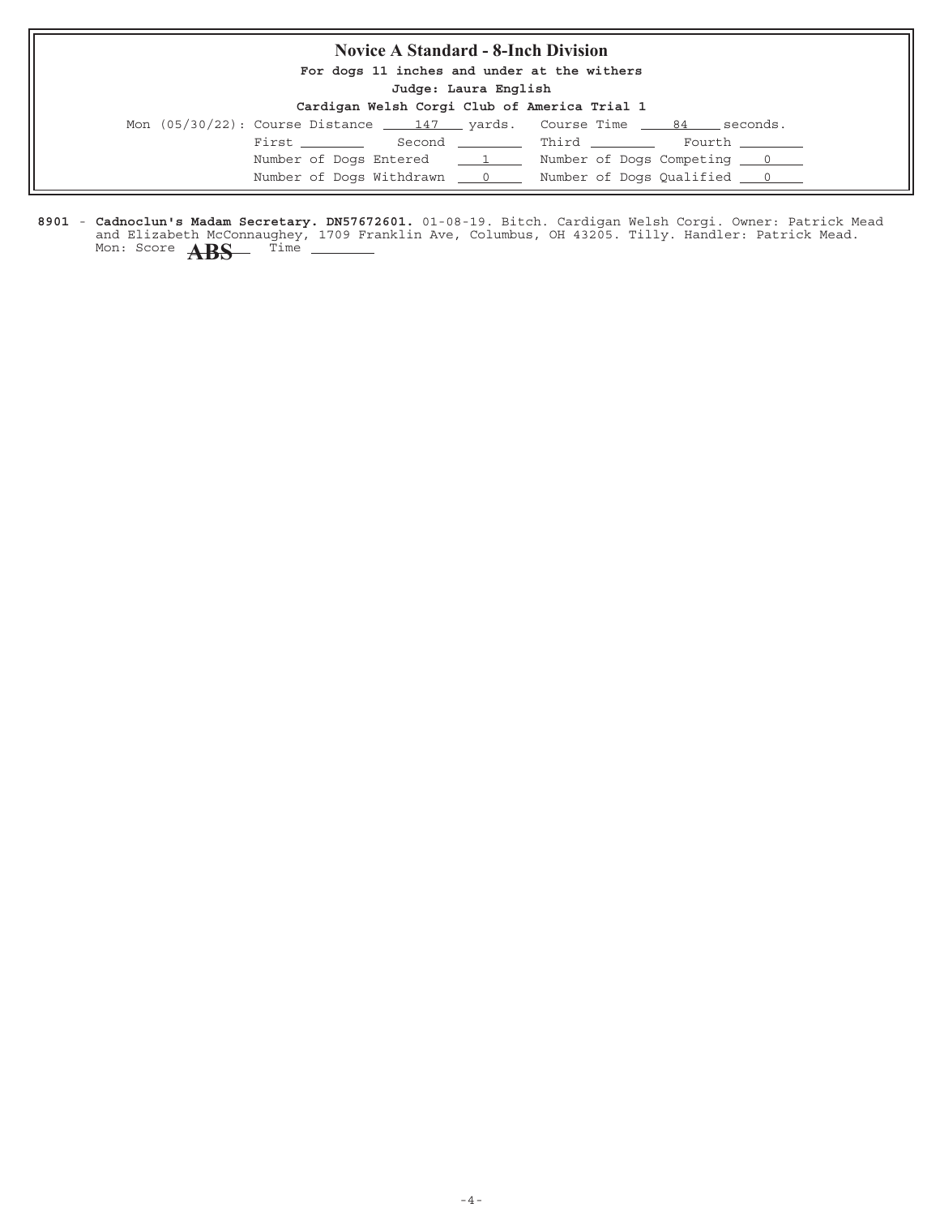## Novice A Standard - 8-Inch Division

**For dogs 11 inches and under at the withers**

**Judge: Laura English**

**Cardigan Welsh Corgi Club of America Trial 1**

Mon (05/30/22): Course Distance 147 yards. Course Time 84 seconds.

First ______ Second ______ Third ______ Fourth ______

Number of Dogs Entered 1 Number of Dogs Competing 0

Number of Dogs Withdrawn 0 Number of Dogs Qualified 0

**8901** - **Cadnoclun's Madam Secretary. DN57672601.** 01-08-19. Bitch. Cardigan Welsh Corgi. Owner: Patrick Mead and Elizabeth McConnaughey, 1709 Franklin Ave, Columbus, OH 43205. Tilly. Handler: Patrick Mead.
Mon: Score **ABS** Time ______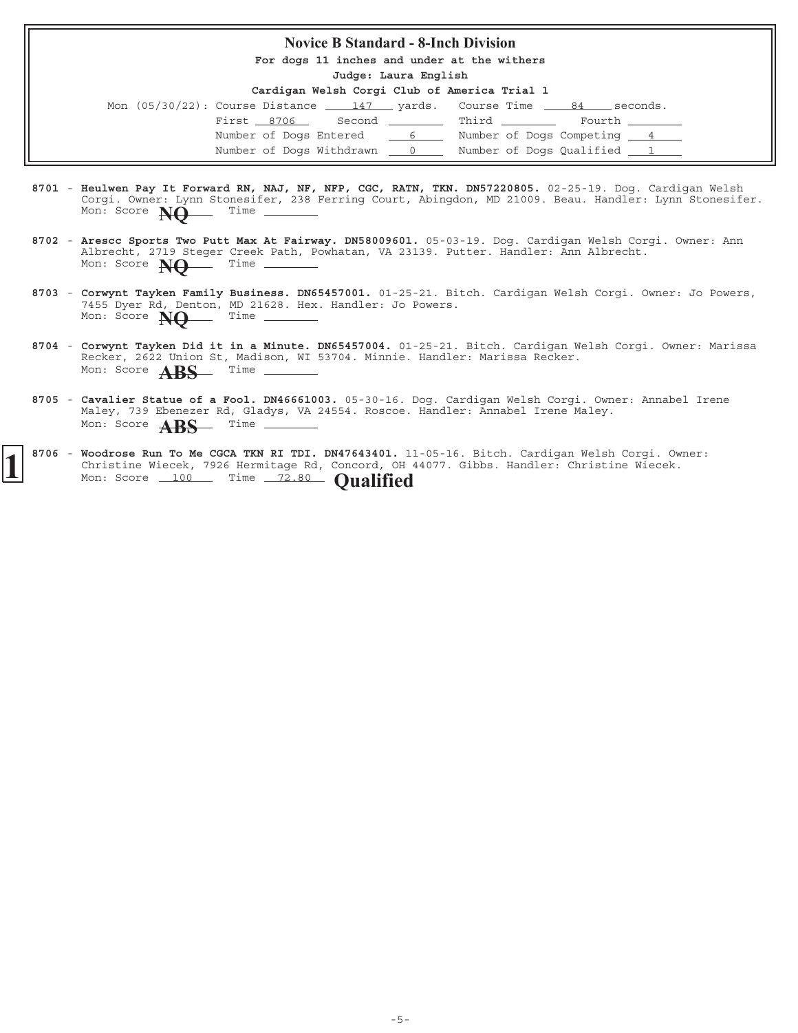# Novice B Standard - 8-Inch Division

**For dogs 11 inches and under at the withers**

**Judge: Laura English**

**Cardigan Welsh Corgi Club of America Trial 1**

Mon (05/30/22): Course Distance 147 yards. Course Time 84 seconds.

First 8706 Second \_\_\_\_ Third \_\_\_\_ Fourth \_\_\_\_

Number of Dogs Entered 6 Number of Dogs Competing 4

Number of Dogs Withdrawn 0 Number of Dogs Qualified 1

**8701** - **Heulwen Pay It Forward RN, NAJ, NF, NFP, CGC, RATN, TKN. DN57220805.** 02-25-19. Dog. Cardigan Welsh Corgi. Owner: Lynn Stonesifer, 238 Ferring Court, Abingdon, MD 21009. Beau. Handler: Lynn Stonesifer.
Mon: Score **NQ** Time \_\_\_\_

**8702** - **Arescc Sports Two Putt Max At Fairway. DN58009601.** 05-03-19. Dog. Cardigan Welsh Corgi. Owner: Ann Albrecht, 2719 Steger Creek Path, Powhatan, VA 23139. Putter. Handler: Ann Albrecht.
Mon: Score **NQ** Time \_\_\_\_

**8703** - **Corwynt Tayken Family Business. DN65457001.** 01-25-21. Bitch. Cardigan Welsh Corgi. Owner: Jo Powers, 7455 Dyer Rd, Denton, MD 21628. Hex. Handler: Jo Powers.
Mon: Score **NQ** Time \_\_\_\_

**8704** - **Corwynt Tayken Did it in a Minute. DN65457004.** 01-25-21. Bitch. Cardigan Welsh Corgi. Owner: Marissa Recker, 2622 Union St, Madison, WI 53704. Minnie. Handler: Marissa Recker.
Mon: Score **ABS** Time \_\_\_\_

**8705** - **Cavalier Statue of a Fool. DN46661003.** 05-30-16. Dog. Cardigan Welsh Corgi. Owner: Annabel Irene Maley, 739 Ebenezer Rd, Gladys, VA 24554. Roscoe. Handler: Annabel Irene Maley.
Mon: Score **ABS** Time \_\_\_\_

**1** **8706** - **Woodrose Run To Me CGCA TKN RI TDI. DN47643401.** 11-05-16. Bitch. Cardigan Welsh Corgi. Owner: Christine Wiecek, 7926 Hermitage Rd, Concord, OH 44077. Gibbs. Handler: Christine Wiecek.
Mon: Score 100 Time 72.80 **Qualified**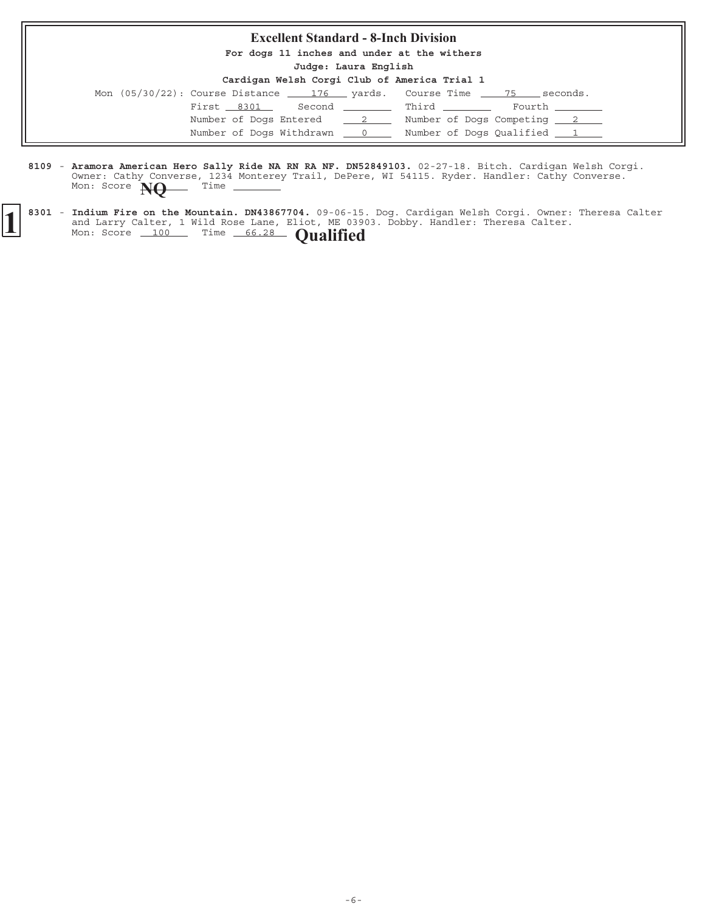## Excellent Standard - 8-Inch Division

**For dogs 11 inches and under at the withers**

**Judge: Laura English**

**Cardigan Welsh Corgi Club of America Trial 1**

Mon (05/30/22): Course Distance 176 yards. Course Time 75 seconds.

First 8301 Second ________ Third ________ Fourth ________

Number of Dogs Entered 2 Number of Dogs Competing 2

Number of Dogs Withdrawn 0 Number of Dogs Qualified 1

8109 - **Aramora American Hero Sally Ride NA RN RA NF. DN52849103.** 02-27-18. Bitch. Cardigan Welsh Corgi. Owner: Cathy Converse, 1234 Monterey Trail, DePere, WI 54115. Ryder. Handler: Cathy Converse.
Mon: Score **NQ** Time ________

**1** 8301 - **Indium Fire on the Mountain. DN43867704.** 09-06-15. Dog. Cardigan Welsh Corgi. Owner: Theresa Calter and Larry Calter, 1 Wild Rose Lane, Eliot, ME 03903. Dobby. Handler: Theresa Calter.
Mon: Score 100 Time 66.28 **Qualified**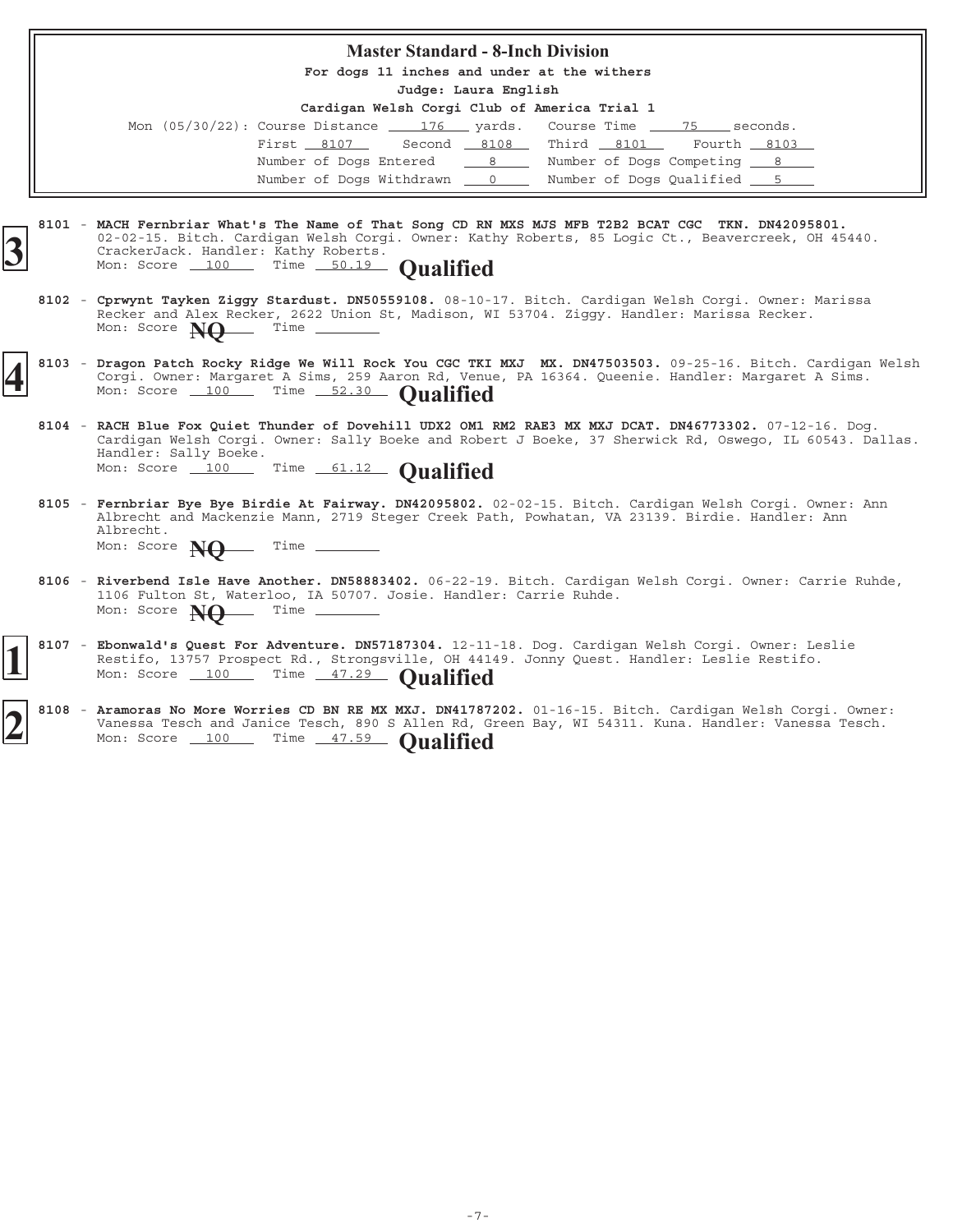## Master Standard - 8-Inch Division

**For dogs 11 inches and under at the withers**

**Judge: Laura English**

**Cardigan Welsh Corgi Club of America Trial 1**

Mon (05/30/22): Course Distance 176 yards. Course Time 75 seconds.

First 8107 Second 8108 Third 8101 Fourth 8103

Number of Dogs Entered 8 Number of Dogs Competing 8

Number of Dogs Withdrawn 0 Number of Dogs Qualified 5

---

**3**

8101 - **MACH Fernbriar What's The Name of That Song CD RN MXS MJS MFB T2B2 BCAT CGC TKN. DN42095801.** 02-02-15. Bitch. Cardigan Welsh Corgi. Owner: Kathy Roberts, 85 Logic Ct., Beavercreek, OH 45440. CrackerJack. Handler: Kathy Roberts.
Mon: Score 100 Time 50.19 **Qualified**

8102 - **Cprwynt Tayken Ziggy Stardust. DN50559108.** 08-10-17. Bitch. Cardigan Welsh Corgi. Owner: Marissa Recker and Alex Recker, 2622 Union St, Madison, WI 53704. Ziggy. Handler: Marissa Recker.
Mon: Score **NQ** Time

**4**

8103 - **Dragon Patch Rocky Ridge We Will Rock You CGC TKI MXJ MX. DN47503503.** 09-25-16. Bitch. Cardigan Welsh Corgi. Owner: Margaret A Sims, 259 Aaron Rd, Venue, PA 16364. Queenie. Handler: Margaret A Sims.
Mon: Score 100 Time 52.30 **Qualified**

8104 - **RACH Blue Fox Quiet Thunder of Dovehill UDX2 OM1 RM2 RAE3 MX MXJ DCAT. DN46773302.** 07-12-16. Dog. Cardigan Welsh Corgi. Owner: Sally Boeke and Robert J Boeke, 37 Sherwick Rd, Oswego, IL 60543. Dallas. Handler: Sally Boeke.
Mon: Score 100 Time 61.12 **Qualified**

8105 - **Fernbriar Bye Bye Birdie At Fairway. DN42095802.** 02-02-15. Bitch. Cardigan Welsh Corgi. Owner: Ann Albrecht and Mackenzie Mann, 2719 Steger Creek Path, Powhatan, VA 23139. Birdie. Handler: Ann Albrecht.
Mon: Score **NQ** Time

8106 - **Riverbend Isle Have Another. DN58883402.** 06-22-19. Bitch. Cardigan Welsh Corgi. Owner: Carrie Ruhde, 1106 Fulton St, Waterloo, IA 50707. Josie. Handler: Carrie Ruhde.
Mon: Score **NQ** Time

**1**

8107 - **Ebonwald's Quest For Adventure. DN57187304.** 12-11-18. Dog. Cardigan Welsh Corgi. Owner: Leslie Restifo, 13757 Prospect Rd., Strongsville, OH 44149. Jonny Quest. Handler: Leslie Restifo.
Mon: Score 100 Time 47.29 **Qualified**

**2**

8108 - **Aramoras No More Worries CD BN RE MX MXJ. DN41787202.** 01-16-15. Bitch. Cardigan Welsh Corgi. Owner: Vanessa Tesch and Janice Tesch, 890 S Allen Rd, Green Bay, WI 54311. Kuna. Handler: Vanessa Tesch.
Mon: Score 100 Time 47.59 **Qualified**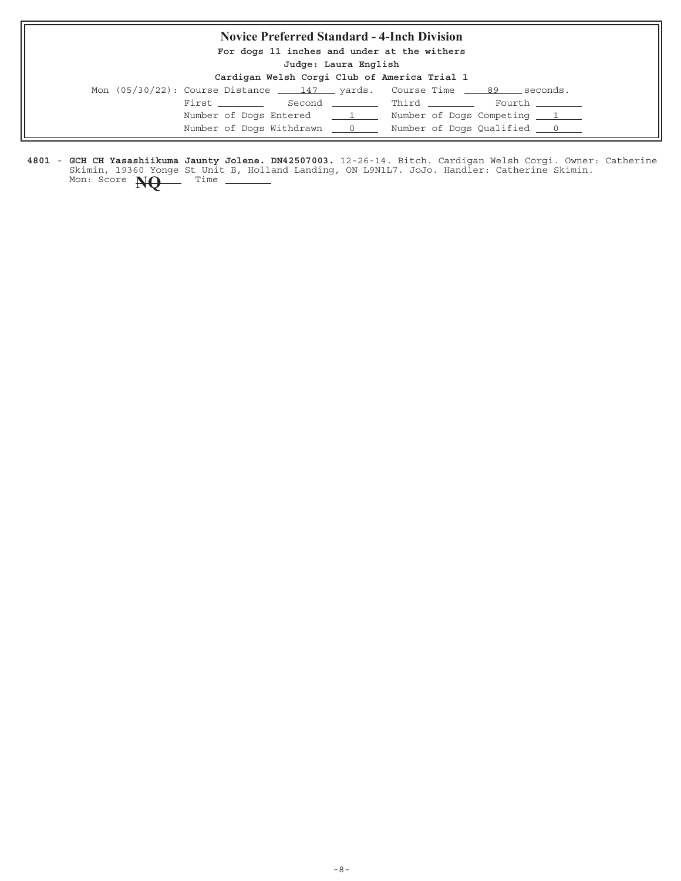## Novice Preferred Standard - 4-Inch Division

**For dogs 11 inches and under at the withers**

**Judge: Laura English**

**Cardigan Welsh Corgi Club of America Trial 1**

Mon (05/30/22): Course Distance 147 yards. Course Time 89 seconds.

First ________ Second ________ Third ________ Fourth ________

Number of Dogs Entered 1 Number of Dogs Competing 1

Number of Dogs Withdrawn 0 Number of Dogs Qualified 0

**4801** - **GCH CH Yasashiikuma Jaunty Jolene. DN42507003.** 12-26-14. Bitch. Cardigan Welsh Corgi. Owner: Catherine Skimin, 19360 Yonge St Unit B, Holland Landing, ON L9N1L7. JoJo. Handler: Catherine Skimin.
Mon: Score **NQ** Time ________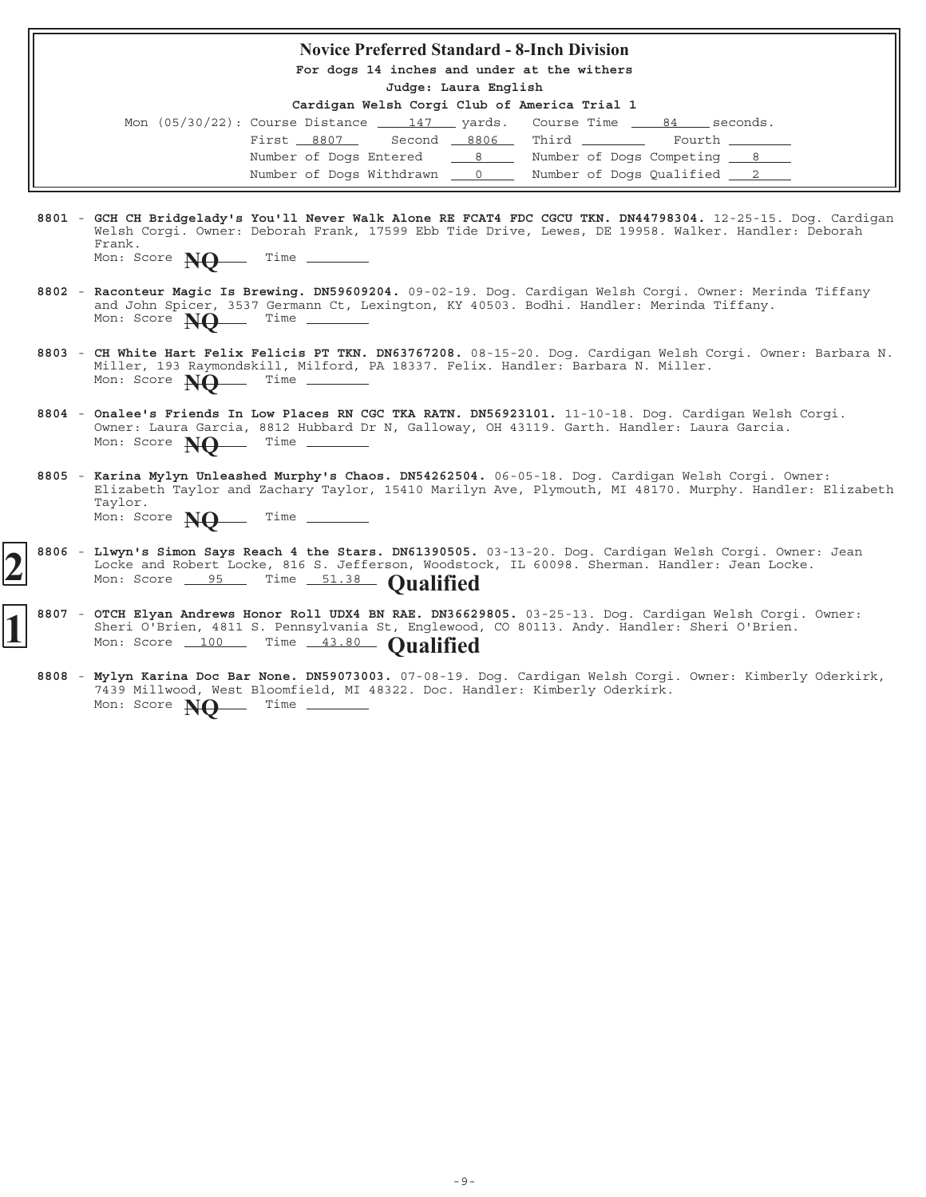## Novice Preferred Standard - 8-Inch Division

**For dogs 14 inches and under at the withers**

**Judge: Laura English**

**Cardigan Welsh Corgi Club of America Trial 1**

Mon (05/30/22): Course Distance 147 yards. Course Time 84 seconds.

First 8807 Second 8806 Third ____ Fourth ____

Number of Dogs Entered 8 Number of Dogs Competing 8

Number of Dogs Withdrawn 0 Number of Dogs Qualified 2

**8801** - **GCH CH Bridgelady's You'll Never Walk Alone RE FCAT4 FDC CGCU TKN. DN44798304.** 12-25-15. Dog. Cardigan Welsh Corgi. Owner: Deborah Frank, 17599 Ebb Tide Drive, Lewes, DE 19958. Walker. Handler: Deborah Frank.
Mon: Score **NQ** Time ____

**8802** - **Raconteur Magic Is Brewing. DN59609204.** 09-02-19. Dog. Cardigan Welsh Corgi. Owner: Merinda Tiffany and John Spicer, 3537 Germann Ct, Lexington, KY 40503. Bodhi. Handler: Merinda Tiffany.
Mon: Score **NQ** Time ____

**8803** - **CH White Hart Felix Felicis PT TKN. DN63767208.** 08-15-20. Dog. Cardigan Welsh Corgi. Owner: Barbara N. Miller, 193 Raymondskill, Milford, PA 18337. Felix. Handler: Barbara N. Miller.
Mon: Score **NQ** Time ____

**8804** - **Onalee's Friends In Low Places RN CGC TKA RATN. DN56923101.** 11-10-18. Dog. Cardigan Welsh Corgi. Owner: Laura Garcia, 8812 Hubbard Dr N, Galloway, OH 43119. Garth. Handler: Laura Garcia.
Mon: Score **NQ** Time ____

**8805** - **Karina Mylyn Unleashed Murphy's Chaos. DN54262504.** 06-05-18. Dog. Cardigan Welsh Corgi. Owner: Elizabeth Taylor and Zachary Taylor, 15410 Marilyn Ave, Plymouth, MI 48170. Murphy. Handler: Elizabeth Taylor.
Mon: Score **NQ** Time ____

**2** **8806** - **Llwyn's Simon Says Reach 4 the Stars. DN61390505.** 03-13-20. Dog. Cardigan Welsh Corgi. Owner: Jean Locke and Robert Locke, 816 S. Jefferson, Woodstock, IL 60098. Sherman. Handler: Jean Locke.
Mon: Score 95 Time 51.38 **Qualified**

**1** **8807** - **OTCH Elyan Andrews Honor Roll UDX4 BN RAE. DN36629805.** 03-25-13. Dog. Cardigan Welsh Corgi. Owner: Sheri O'Brien, 4811 S. Pennsylvania St, Englewood, CO 80113. Andy. Handler: Sheri O'Brien.
Mon: Score 100 Time 43.80 **Qualified**

**8808** - **Mylyn Karina Doc Bar None. DN59073003.** 07-08-19. Dog. Cardigan Welsh Corgi. Owner: Kimberly Oderkirk, 7439 Millwood, West Bloomfield, MI 48322. Doc. Handler: Kimberly Oderkirk.
Mon: Score **NQ** Time ____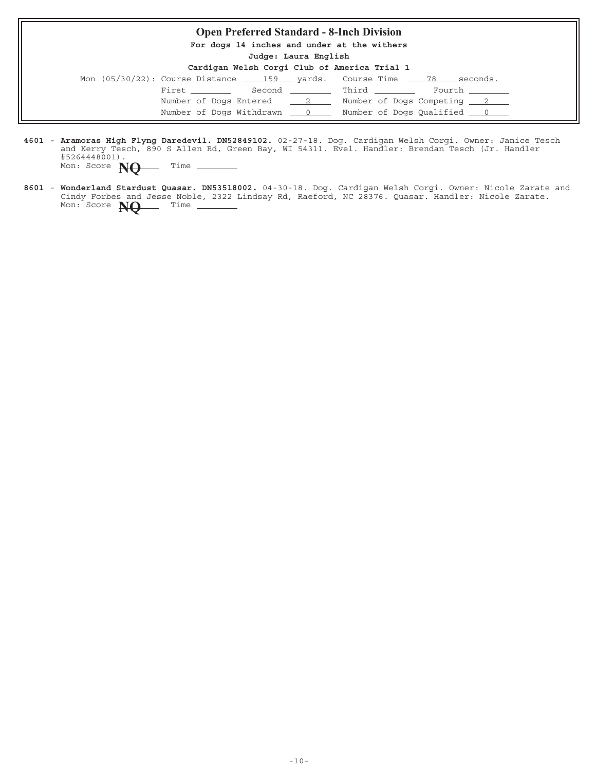## Open Preferred Standard - 8-Inch Division

**For dogs 14 inches and under at the withers**

**Judge: Laura English**

**Cardigan Welsh Corgi Club of America Trial 1**

Mon (05/30/22): Course Distance 159 yards. Course Time 78 seconds.

First ________ Second ________ Third ________ Fourth ________

Number of Dogs Entered 2 Number of Dogs Competing 2

Number of Dogs Withdrawn 0 Number of Dogs Qualified 0

**4601** - **Aramoras High Flyng Daredevil. DN52849102.** 02-27-18. Dog. Cardigan Welsh Corgi. Owner: Janice Tesch and Kerry Tesch, 890 S Allen Rd, Green Bay, WI 54311. Evel. Handler: Brendan Tesch (Jr. Handler #5264448001).
Mon: Score **NQ** Time ________

**8601** - **Wonderland Stardust Quasar. DN53518002.** 04-30-18. Dog. Cardigan Welsh Corgi. Owner: Nicole Zarate and Cindy Forbes and Jesse Noble, 2322 Lindsay Rd, Raeford, NC 28376. Quasar. Handler: Nicole Zarate.
Mon: Score **NQ** Time ________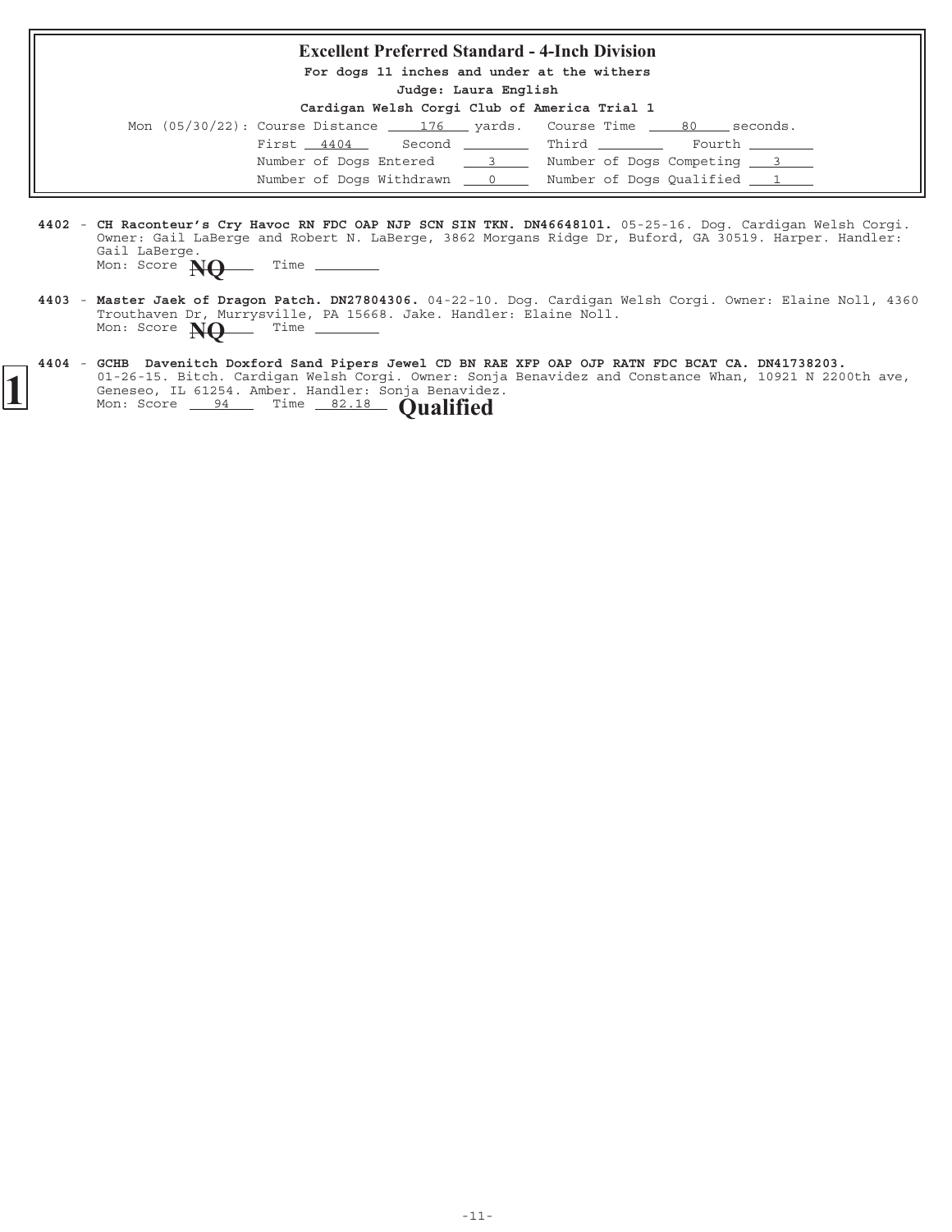## Excellent Preferred Standard - 4-Inch Division

**For dogs 11 inches and under at the withers**

**Judge: Laura English**

**Cardigan Welsh Corgi Club of America Trial 1**

Mon (05/30/22): Course Distance 176 yards. Course Time 80 seconds.

First 4404 Second ______ Third ______ Fourth ______

Number of Dogs Entered 3 Number of Dogs Competing 3

Number of Dogs Withdrawn 0 Number of Dogs Qualified 1

**4402** - **CH Raconteur's Cry Havoc RN FDC OAP NJP SCN SIN TKN. DN46648101.** 05-25-16. Dog. Cardigan Welsh Corgi. Owner: Gail LaBerge and Robert N. LaBerge, 3862 Morgans Ridge Dr, Buford, GA 30519. Harper. Handler: Gail LaBerge.
Mon: Score **NQ** Time ______

**4403** - **Master Jaek of Dragon Patch. DN27804306.** 04-22-10. Dog. Cardigan Welsh Corgi. Owner: Elaine Noll, 4360 Trouthaven Dr, Murrysville, PA 15668. Jake. Handler: Elaine Noll.
Mon: Score **NQ** Time ______

**1** **4404** - **GCHB Davenitch Doxford Sand Pipers Jewel CD BN RAE XFP OAP OJP RATN FDC BCAT CA. DN41738203.** 01-26-15. Bitch. Cardigan Welsh Corgi. Owner: Sonja Benavidez and Constance Whan, 10921 N 2200th ave, Geneseo, IL 61254. Amber. Handler: Sonja Benavidez.
Mon: Score 94 Time 82.18 **Qualified**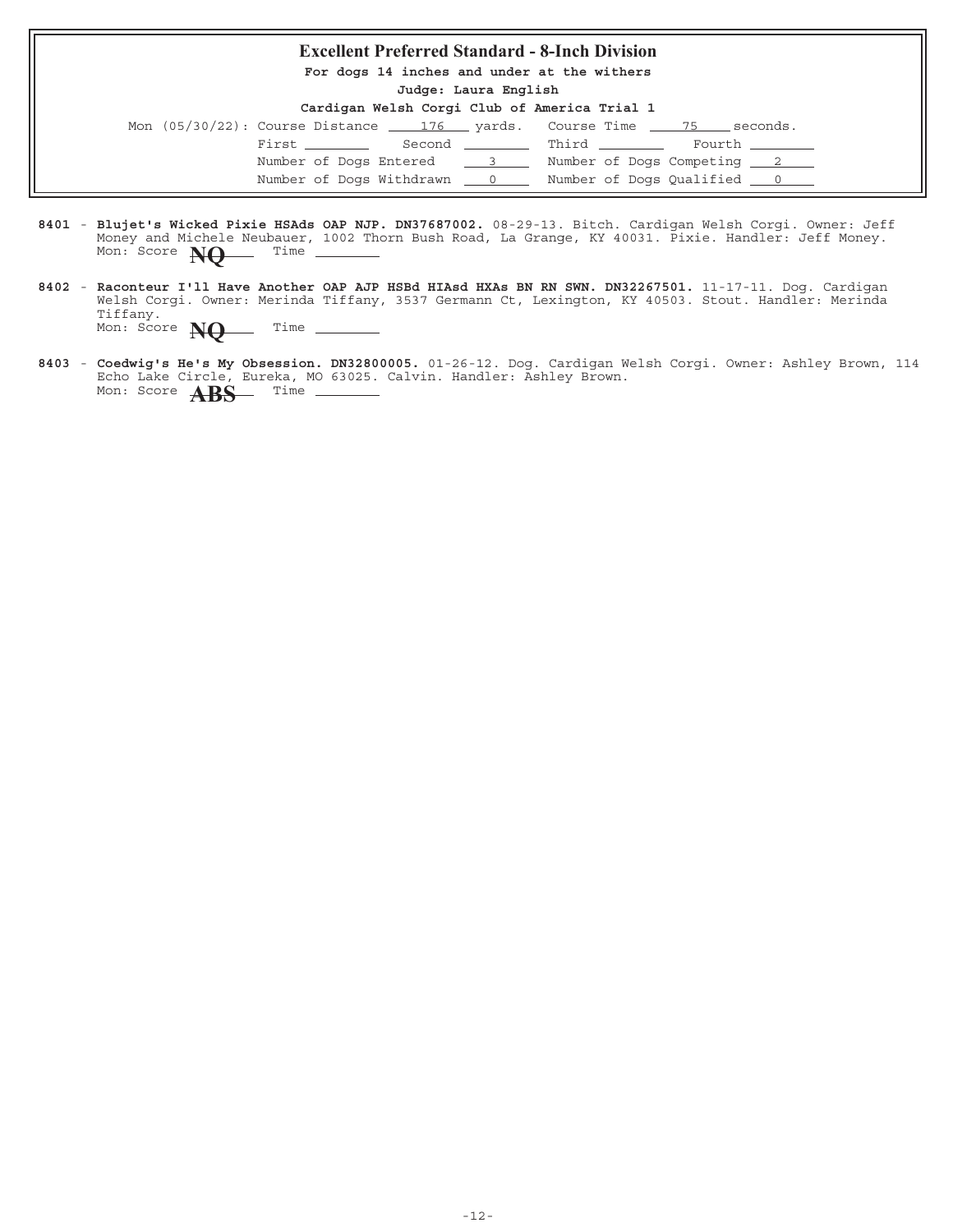## Excellent Preferred Standard - 8-Inch Division

**For dogs 14 inches and under at the withers**

**Judge: Laura English**

**Cardigan Welsh Corgi Club of America Trial 1**

Mon (05/30/22): Course Distance 176 yards. Course Time 75 seconds.

First ________ Second ________ Third ________ Fourth ________

Number of Dogs Entered 3 Number of Dogs Competing 2

Number of Dogs Withdrawn 0 Number of Dogs Qualified 0

**8401** - **Blujet's Wicked Pixie HSAds OAP NJP. DN37687002.** 08-29-13. Bitch. Cardigan Welsh Corgi. Owner: Jeff Money and Michele Neubauer, 1002 Thorn Bush Road, La Grange, KY 40031. Pixie. Handler: Jeff Money.
Mon: Score **NQ** Time ________

**8402** - **Raconteur I'll Have Another OAP AJP HSBd HIAsd HXAs BN RN SWN. DN32267501.** 11-17-11. Dog. Cardigan Welsh Corgi. Owner: Merinda Tiffany, 3537 Germann Ct, Lexington, KY 40503. Stout. Handler: Merinda Tiffany.
Mon: Score **NQ** Time ________

**8403** - **Coedwig's He's My Obsession. DN32800005.** 01-26-12. Dog. Cardigan Welsh Corgi. Owner: Ashley Brown, 114 Echo Lake Circle, Eureka, MO 63025. Calvin. Handler: Ashley Brown.
Mon: Score **ABS** Time ________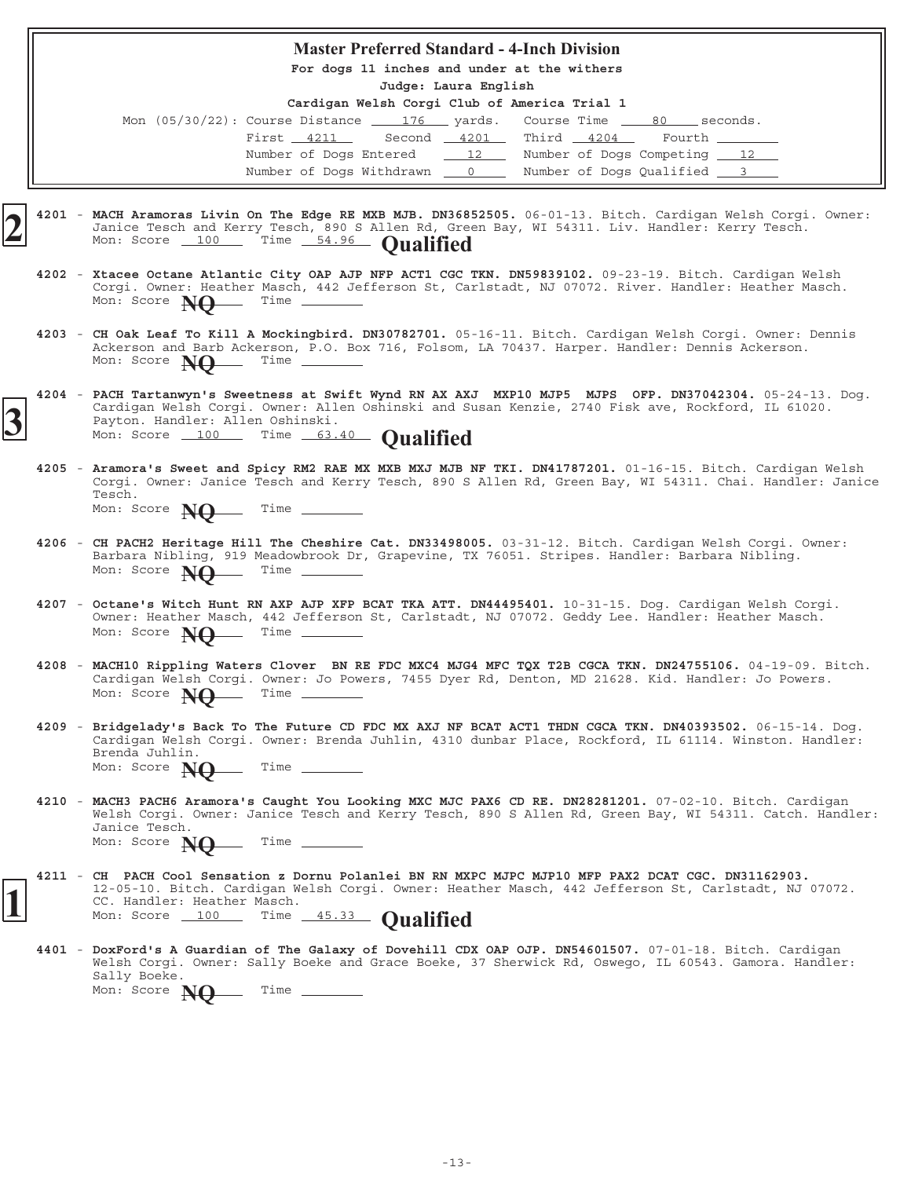## Master Preferred Standard - 4-Inch Division

**For dogs 11 inches and under at the withers**

**Judge: Laura English**

**Cardigan Welsh Corgi Club of America Trial 1**

Mon (05/30/22): Course Distance 176 yards. Course Time 80 seconds.

First 4211 Second 4201 Third 4204 Fourth \_\_\_\_

Number of Dogs Entered 12 Number of Dogs Competing 12

Number of Dogs Withdrawn 0 Number of Dogs Qualified 3

---

**2**

4201 - **MACH Aramoras Livin On The Edge RE MXB MJB. DN36852505.** 06-01-13. Bitch. Cardigan Welsh Corgi. Owner: Janice Tesch and Kerry Tesch, 890 S Allen Rd, Green Bay, WI 54311. Liv. Handler: Kerry Tesch.
Mon: Score 100 Time 54.96 **Qualified**

4202 - **Xtacee Octane Atlantic City OAP AJP NFP ACT1 CGC TKN. DN59839102.** 09-23-19. Bitch. Cardigan Welsh Corgi. Owner: Heather Masch, 442 Jefferson St, Carlstadt, NJ 07072. River. Handler: Heather Masch.
Mon: Score **NQ** Time

4203 - **CH Oak Leaf To Kill A Mockingbird. DN30782701.** 05-16-11. Bitch. Cardigan Welsh Corgi. Owner: Dennis Ackerson and Barb Ackerson, P.O. Box 716, Folsom, LA 70437. Harper. Handler: Dennis Ackerson.
Mon: Score **NQ** Time

**3**

4204 - **PACH Tartanwyn's Sweetness at Swift Wynd RN AX AXJ MXP10 MJP5 MJPS OFP. DN37042304.** 05-24-13. Dog. Cardigan Welsh Corgi. Owner: Allen Oshinski and Susan Kenzie, 2740 Fisk ave, Rockford, IL 61020. Payton. Handler: Allen Oshinski.
Mon: Score 100 Time 63.40 **Qualified**

4205 - **Aramora's Sweet and Spicy RM2 RAE MX MXB MXJ MJB NF TKI. DN41787201.** 01-16-15. Bitch. Cardigan Welsh Corgi. Owner: Janice Tesch and Kerry Tesch, 890 S Allen Rd, Green Bay, WI 54311. Chai. Handler: Janice Tesch.
Mon: Score **NQ** Time

4206 - **CH PACH2 Heritage Hill The Cheshire Cat. DN33498005.** 03-31-12. Bitch. Cardigan Welsh Corgi. Owner: Barbara Nibling, 919 Meadowbrook Dr, Grapevine, TX 76051. Stripes. Handler: Barbara Nibling.
Mon: Score **NQ** Time

4207 - **Octane's Witch Hunt RN AXP AJP XFP BCAT TKA ATT. DN44495401.** 10-31-15. Dog. Cardigan Welsh Corgi. Owner: Heather Masch, 442 Jefferson St, Carlstadt, NJ 07072. Geddy Lee. Handler: Heather Masch.
Mon: Score **NQ** Time

4208 - **MACH10 Rippling Waters Clover BN RE FDC MXC4 MJG4 MFC TQX T2B CGCA TKN. DN24755106.** 04-19-09. Bitch. Cardigan Welsh Corgi. Owner: Jo Powers, 7455 Dyer Rd, Denton, MD 21628. Kid. Handler: Jo Powers.
Mon: Score **NQ** Time

4209 - **Bridgelady's Back To The Future CD FDC MX AXJ NF BCAT ACT1 THDN CGCA TKN. DN40393502.** 06-15-14. Dog. Cardigan Welsh Corgi. Owner: Brenda Juhlin, 4310 dunbar Place, Rockford, IL 61114. Winston. Handler: Brenda Juhlin.
Mon: Score **NQ** Time

4210 - **MACH3 PACH6 Aramora's Caught You Looking MXC MJC PAX6 CD RE. DN28281201.** 07-02-10. Bitch. Cardigan Welsh Corgi. Owner: Janice Tesch and Kerry Tesch, 890 S Allen Rd, Green Bay, WI 54311. Catch. Handler: Janice Tesch.
Mon: Score **NQ** Time

**1**

4211 - **CH PACH Cool Sensation z Dornu Polanlei BN RN MXPC MJPC MJP10 MFP PAX2 DCAT CGC. DN31162903.** 12-05-10. Bitch. Cardigan Welsh Corgi. Owner: Heather Masch, 442 Jefferson St, Carlstadt, NJ 07072. CC. Handler: Heather Masch.
Mon: Score 100 Time 45.33 **Qualified**

4401 - **DoxFord's A Guardian of The Galaxy of Dovehill CDX OAP OJP. DN54601507.** 07-01-18. Bitch. Cardigan Welsh Corgi. Owner: Sally Boeke and Grace Boeke, 37 Sherwick Rd, Oswego, IL 60543. Gamora. Handler: Sally Boeke.
Mon: Score **NQ** Time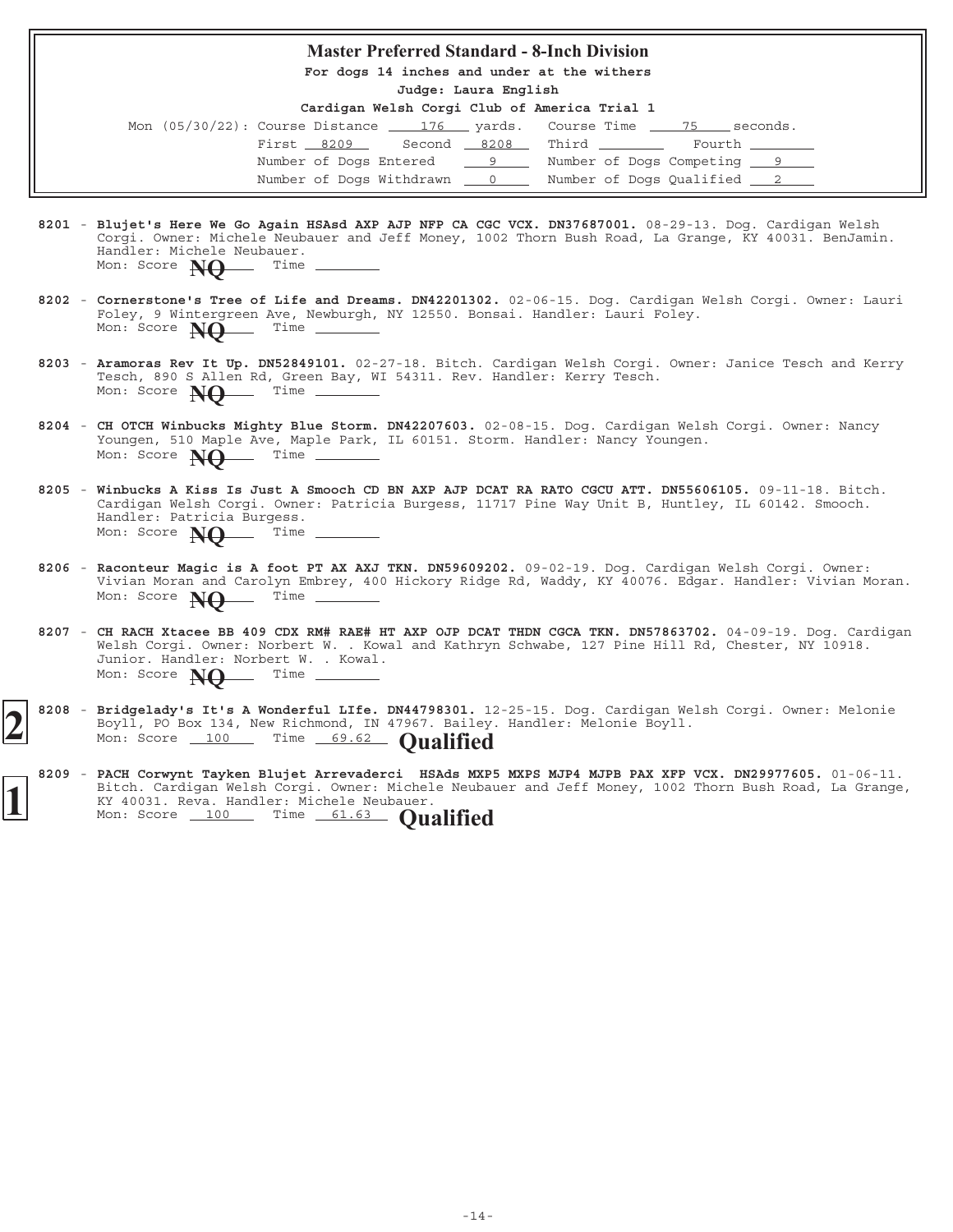## Master Preferred Standard - 8-Inch Division

**For dogs 14 inches and under at the withers**

**Judge: Laura English**

**Cardigan Welsh Corgi Club of America Trial 1**

Mon (05/30/22): Course Distance 176 yards. Course Time 75 seconds.

First 8209 Second 8208 Third ____ Fourth ____

Number of Dogs Entered 9 Number of Dogs Competing 9

Number of Dogs Withdrawn 0 Number of Dogs Qualified 2

**8201** - **Blujet's Here We Go Again HSAsd AXP AJP NFP CA CGC VCX. DN37687001.** 08-29-13. Dog. Cardigan Welsh Corgi. Owner: Michele Neubauer and Jeff Money, 1002 Thorn Bush Road, La Grange, KY 40031. BenJamin. Handler: Michele Neubauer.
Mon: Score **NQ** Time ____

**8202** - **Cornerstone's Tree of Life and Dreams. DN42201302.** 02-06-15. Dog. Cardigan Welsh Corgi. Owner: Lauri Foley, 9 Wintergreen Ave, Newburgh, NY 12550. Bonsai. Handler: Lauri Foley.
Mon: Score **NQ** Time ____

**8203** - **Aramoras Rev It Up. DN52849101.** 02-27-18. Bitch. Cardigan Welsh Corgi. Owner: Janice Tesch and Kerry Tesch, 890 S Allen Rd, Green Bay, WI 54311. Rev. Handler: Kerry Tesch.
Mon: Score **NQ** Time ____

**8204** - **CH OTCH Winbucks Mighty Blue Storm. DN42207603.** 02-08-15. Dog. Cardigan Welsh Corgi. Owner: Nancy Youngen, 510 Maple Ave, Maple Park, IL 60151. Storm. Handler: Nancy Youngen.
Mon: Score **NQ** Time ____

**8205** - **Winbucks A Kiss Is Just A Smooch CD BN AXP AJP DCAT RA RATO CGCU ATT. DN55606105.** 09-11-18. Bitch. Cardigan Welsh Corgi. Owner: Patricia Burgess, 11717 Pine Way Unit B, Huntley, IL 60142. Smooch. Handler: Patricia Burgess.
Mon: Score **NQ** Time ____

**8206** - **Raconteur Magic is A foot PT AX AXJ TKN. DN59609202.** 09-02-19. Dog. Cardigan Welsh Corgi. Owner: Vivian Moran and Carolyn Embrey, 400 Hickory Ridge Rd, Waddy, KY 40076. Edgar. Handler: Vivian Moran.
Mon: Score **NQ** Time ____

**8207** - **CH RACH Xtacee BB 409 CDX RM# RAE# HT AXP OJP DCAT THDN CGCA TKN. DN57863702.** 04-09-19. Dog. Cardigan Welsh Corgi. Owner: Norbert W. . Kowal and Kathryn Schwabe, 127 Pine Hill Rd, Chester, NY 10918. Junior. Handler: Norbert W. . Kowal.
Mon: Score **NQ** Time ____

**2** **8208** - **Bridgelady's It's A Wonderful LIfe. DN44798301.** 12-25-15. Dog. Cardigan Welsh Corgi. Owner: Melonie Boyll, PO Box 134, New Richmond, IN 47967. Bailey. Handler: Melonie Boyll.
Mon: Score 100 Time 69.62 **Qualified**

**1** **8209** - **PACH Corwynt Tayken Blujet Arrevaderci HSAds MXP5 MXPS MJP4 MJPB PAX XFP VCX. DN29977605.** 01-06-11. Bitch. Cardigan Welsh Corgi. Owner: Michele Neubauer and Jeff Money, 1002 Thorn Bush Road, La Grange, KY 40031. Reva. Handler: Michele Neubauer.
Mon: Score 100 Time 61.63 **Qualified**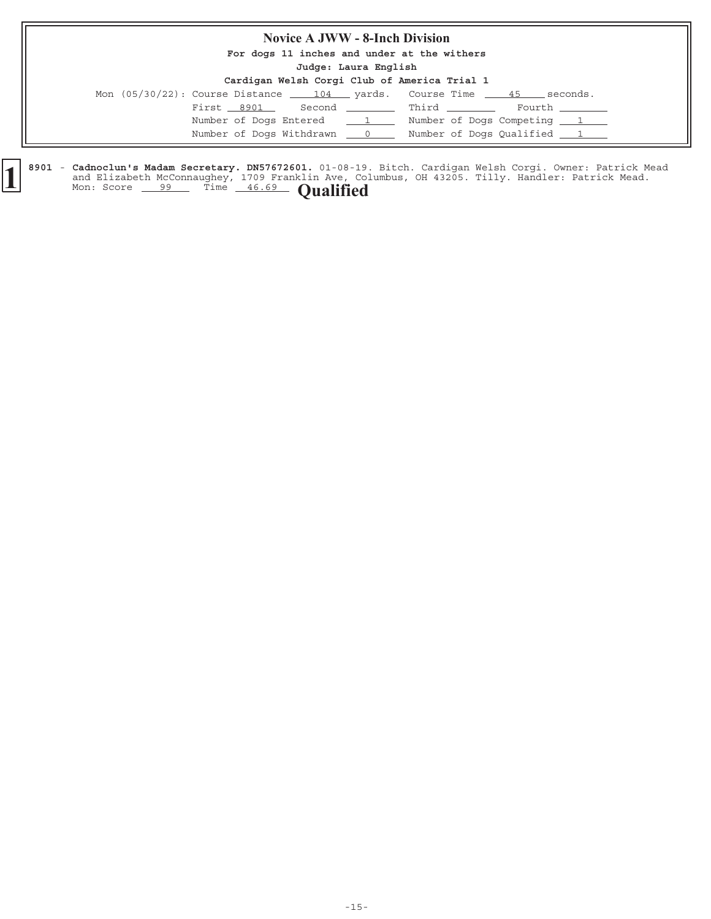## Novice A JWW - 8-Inch Division

**For dogs 11 inches and under at the withers**

**Judge: Laura English**

**Cardigan Welsh Corgi Club of America Trial 1**

Mon (05/30/22): Course Distance 104 yards. Course Time 45 seconds.

First 8901 Second ____ Third ____ Fourth ____

Number of Dogs Entered 1 Number of Dogs Competing 1

Number of Dogs Withdrawn 0 Number of Dogs Qualified 1

**1** 8901 - **Cadnoclun's Madam Secretary. DN57672601.** 01-08-19. Bitch. Cardigan Welsh Corgi. Owner: Patrick Mead and Elizabeth McConnaughey, 1709 Franklin Ave, Columbus, OH 43205. Tilly. Handler: Patrick Mead.
Mon: Score 99 Time 46.69 **Qualified**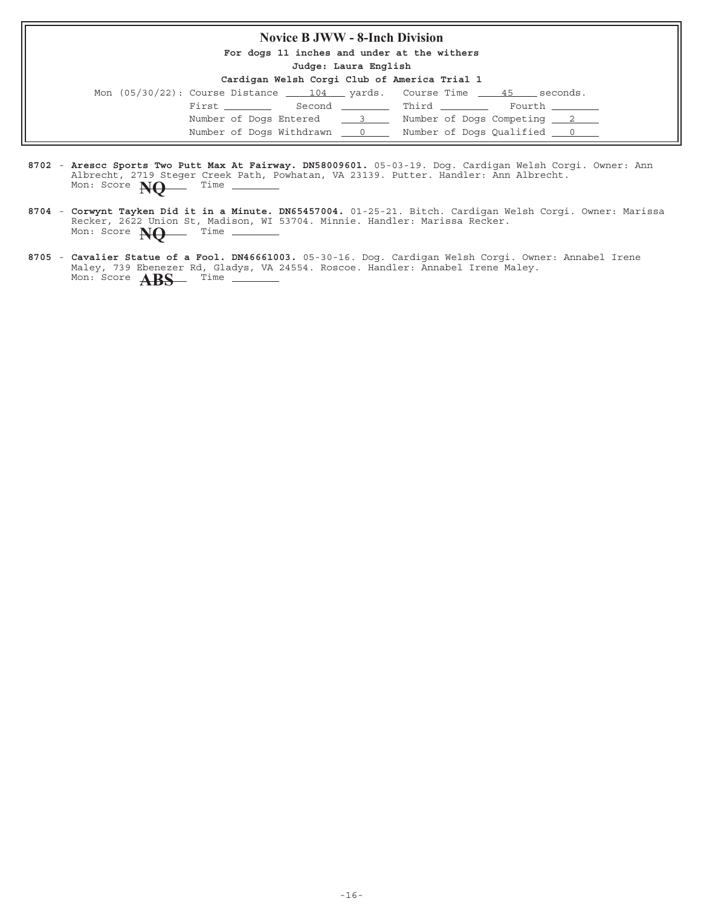## Novice B JWW - 8-Inch Division

**For dogs 11 inches and under at the withers**

**Judge: Laura English**

**Cardigan Welsh Corgi Club of America Trial 1**

Mon (05/30/22): Course Distance 104 yards. Course Time 45 seconds.

First ______ Second ______ Third ______ Fourth ______

Number of Dogs Entered 3 Number of Dogs Competing 2

Number of Dogs Withdrawn 0 Number of Dogs Qualified 0

**8702** - **Arescc Sports Two Putt Max At Fairway. DN58009601.** 05-03-19. Dog. Cardigan Welsh Corgi. Owner: Ann Albrecht, 2719 Steger Creek Path, Powhatan, VA 23139. Putter. Handler: Ann Albrecht.
Mon: Score **NQ** Time ______

**8704** - **Corwynt Tayken Did it in a Minute. DN65457004.** 01-25-21. Bitch. Cardigan Welsh Corgi. Owner: Marissa Recker, 2622 Union St, Madison, WI 53704. Minnie. Handler: Marissa Recker.
Mon: Score **NQ** Time ______

**8705** - **Cavalier Statue of a Fool. DN46661003.** 05-30-16. Dog. Cardigan Welsh Corgi. Owner: Annabel Irene Maley, 739 Ebenezer Rd, Gladys, VA 24554. Roscoe. Handler: Annabel Irene Maley.
Mon: Score **ABS** Time ______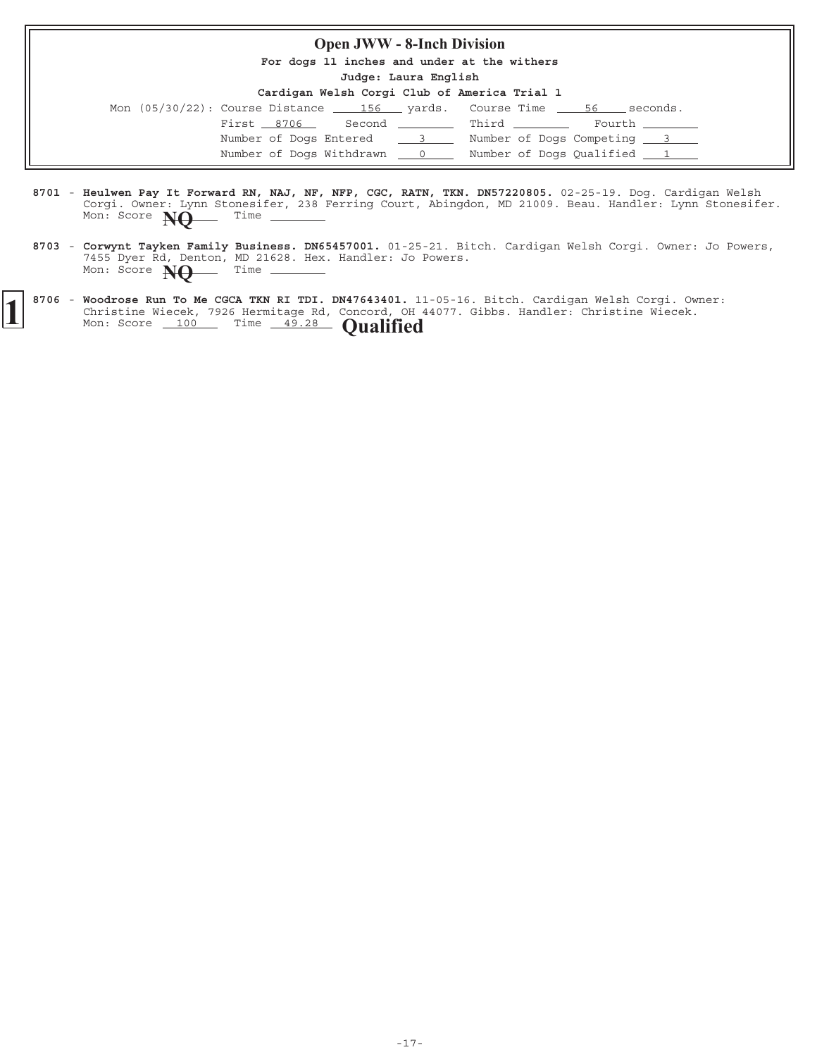## Open JWW - 8-Inch Division

**For dogs 11 inches and under at the withers**

**Judge: Laura English**

**Cardigan Welsh Corgi Club of America Trial 1**

Mon (05/30/22): Course Distance 156 yards. Course Time 56 seconds.

First 8706 Second ______ Third ______ Fourth ______

Number of Dogs Entered 3 Number of Dogs Competing 3

Number of Dogs Withdrawn 0 Number of Dogs Qualified 1

**8701** - **Heulwen Pay It Forward RN, NAJ, NF, NFP, CGC, RATN, TKN. DN57220805.** 02-25-19. Dog. Cardigan Welsh Corgi. Owner: Lynn Stonesifer, 238 Ferring Court, Abingdon, MD 21009. Beau. Handler: Lynn Stonesifer.
Mon: Score **NQ** Time ______

**8703** - **Corwynt Tayken Family Business. DN65457001.** 01-25-21. Bitch. Cardigan Welsh Corgi. Owner: Jo Powers, 7455 Dyer Rd, Denton, MD 21628. Hex. Handler: Jo Powers.
Mon: Score **NQ** Time ______

**1** **8706** - **Woodrose Run To Me CGCA TKN RI TDI. DN47643401.** 11-05-16. Bitch. Cardigan Welsh Corgi. Owner: Christine Wiecek, 7926 Hermitage Rd, Concord, OH 44077. Gibbs. Handler: Christine Wiecek.
Mon: Score 100 Time 49.28 **Qualified**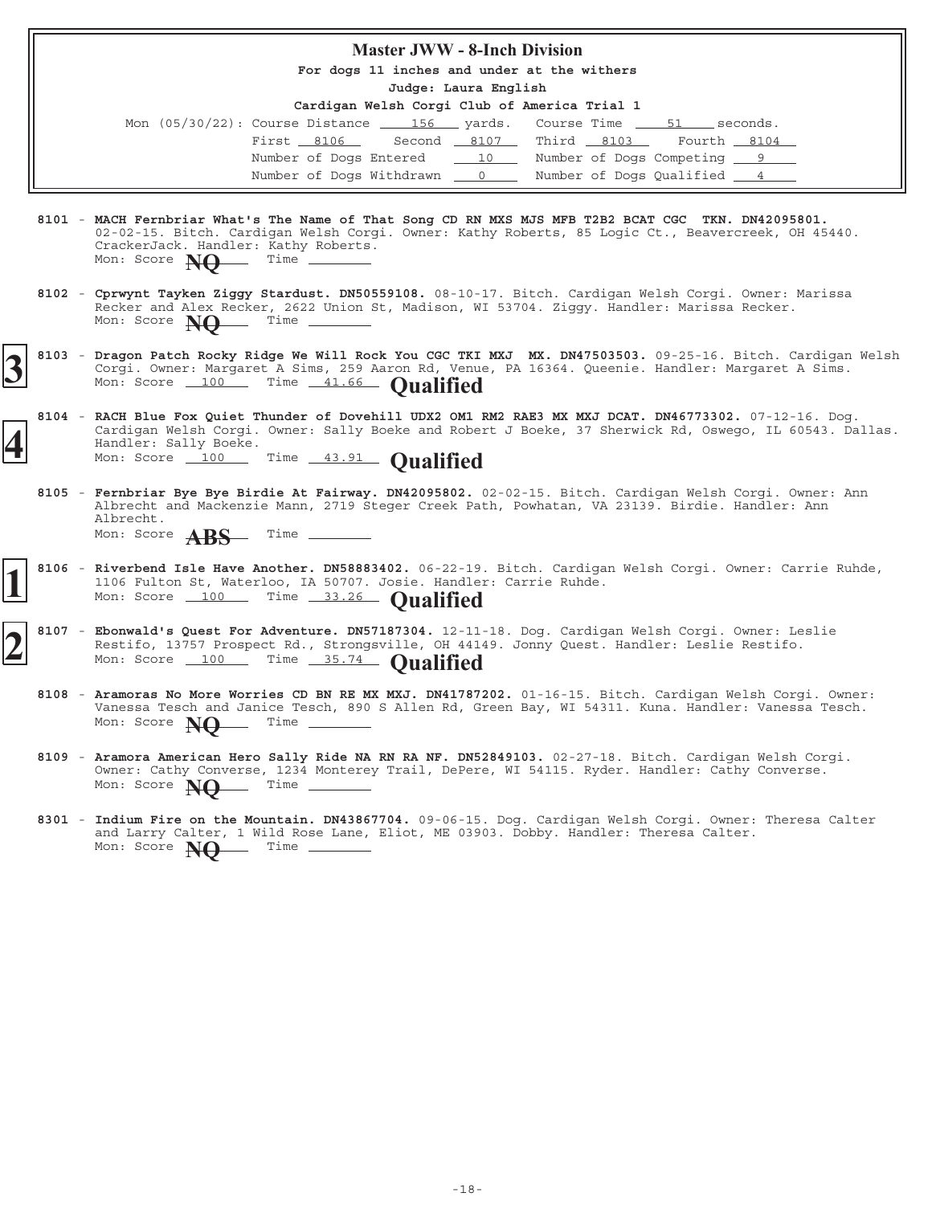## Master JWW - 8-Inch Division

**For dogs 11 inches and under at the withers**

**Judge: Laura English**

**Cardigan Welsh Corgi Club of America Trial 1**

Mon (05/30/22): Course Distance 156 yards. Course Time 51 seconds.

First 8106 Second 8107 Third 8103 Fourth 8104

Number of Dogs Entered 10 Number of Dogs Competing 9

Number of Dogs Withdrawn 0 Number of Dogs Qualified 4

---

8101 - **MACH Fernbriar What's The Name of That Song CD RN MXS MJS MFB T2B2 BCAT CGC TKN. DN42095801.** 02-02-15. Bitch. Cardigan Welsh Corgi. Owner: Kathy Roberts, 85 Logic Ct., Beavercreek, OH 45440. CrackerJack. Handler: Kathy Roberts.
Mon: Score **NQ** Time

8102 - **Cprwynt Tayken Ziggy Stardust. DN50559108.** 08-10-17. Bitch. Cardigan Welsh Corgi. Owner: Marissa Recker and Alex Recker, 2622 Union St, Madison, WI 53704. Ziggy. Handler: Marissa Recker.
Mon: Score **NQ** Time

**3** 8103 - **Dragon Patch Rocky Ridge We Will Rock You CGC TKI MXJ MX. DN47503503.** 09-25-16. Bitch. Cardigan Welsh Corgi. Owner: Margaret A Sims, 259 Aaron Rd, Venue, PA 16364. Queenie. Handler: Margaret A Sims.
Mon: Score 100 Time 41.66 **Qualified**

**4** 8104 - **RACH Blue Fox Quiet Thunder of Dovehill UDX2 OM1 RM2 RAE3 MX MXJ DCAT. DN46773302.** 07-12-16. Dog. Cardigan Welsh Corgi. Owner: Sally Boeke and Robert J Boeke, 37 Sherwick Rd, Oswego, IL 60543. Dallas. Handler: Sally Boeke.
Mon: Score 100 Time 43.91 **Qualified**

8105 - **Fernbriar Bye Bye Birdie At Fairway. DN42095802.** 02-02-15. Bitch. Cardigan Welsh Corgi. Owner: Ann Albrecht and Mackenzie Mann, 2719 Steger Creek Path, Powhatan, VA 23139. Birdie. Handler: Ann Albrecht.
Mon: Score **ABS** Time

**1** 8106 - **Riverbend Isle Have Another. DN58883402.** 06-22-19. Bitch. Cardigan Welsh Corgi. Owner: Carrie Ruhde, 1106 Fulton St, Waterloo, IA 50707. Josie. Handler: Carrie Ruhde.
Mon: Score 100 Time 33.26 **Qualified**

**2** 8107 - **Ebonwald's Quest For Adventure. DN57187304.** 12-11-18. Dog. Cardigan Welsh Corgi. Owner: Leslie Restifo, 13757 Prospect Rd., Strongsville, OH 44149. Jonny Quest. Handler: Leslie Restifo.
Mon: Score 100 Time 35.74 **Qualified**

8108 - **Aramoras No More Worries CD BN RE MX MXJ. DN41787202.** 01-16-15. Bitch. Cardigan Welsh Corgi. Owner: Vanessa Tesch and Janice Tesch, 890 S Allen Rd, Green Bay, WI 54311. Kuna. Handler: Vanessa Tesch.
Mon: Score **NQ** Time

8109 - **Aramora American Hero Sally Ride NA RN RA NF. DN52849103.** 02-27-18. Bitch. Cardigan Welsh Corgi. Owner: Cathy Converse, 1234 Monterey Trail, DePere, WI 54115. Ryder. Handler: Cathy Converse.
Mon: Score **NQ** Time

8301 - **Indium Fire on the Mountain. DN43867704.** 09-06-15. Dog. Cardigan Welsh Corgi. Owner: Theresa Calter and Larry Calter, 1 Wild Rose Lane, Eliot, ME 03903. Dobby. Handler: Theresa Calter.
Mon: Score **NQ** Time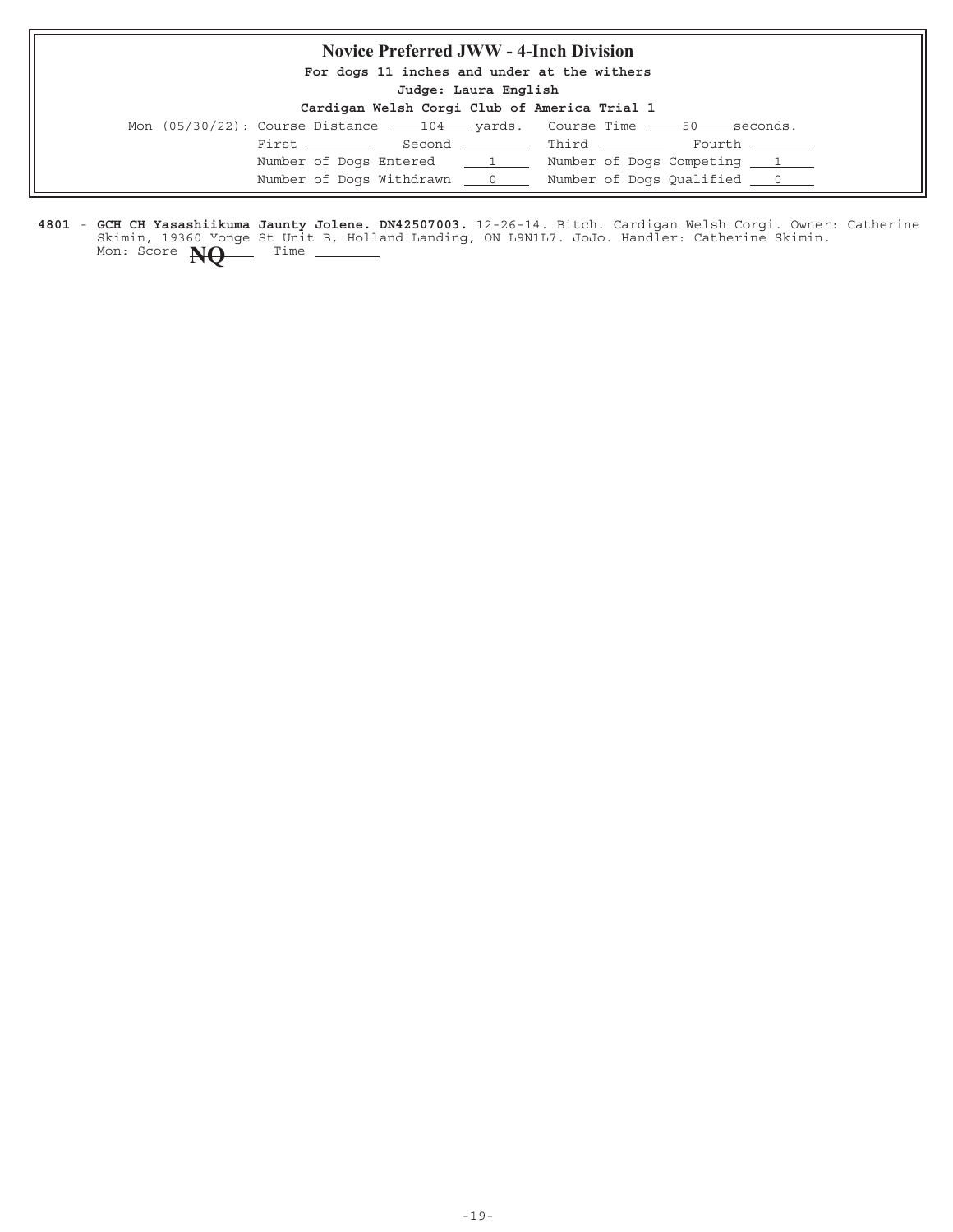## Novice Preferred JWW - 4-Inch Division

**For dogs 11 inches and under at the withers**

**Judge: Laura English**

**Cardigan Welsh Corgi Club of America Trial 1**

Mon (05/30/22): Course Distance 104 yards. Course Time 50 seconds.

First ________ Second ________ Third ________ Fourth ________

Number of Dogs Entered 1 Number of Dogs Competing 1

Number of Dogs Withdrawn 0 Number of Dogs Qualified 0

**4801** - **GCH CH Yasashiikuma Jaunty Jolene. DN42507003.** 12-26-14. Bitch. Cardigan Welsh Corgi. Owner: Catherine Skimin, 19360 Yonge St Unit B, Holland Landing, ON L9N1L7. JoJo. Handler: Catherine Skimin.
Mon: Score **NQ** Time ________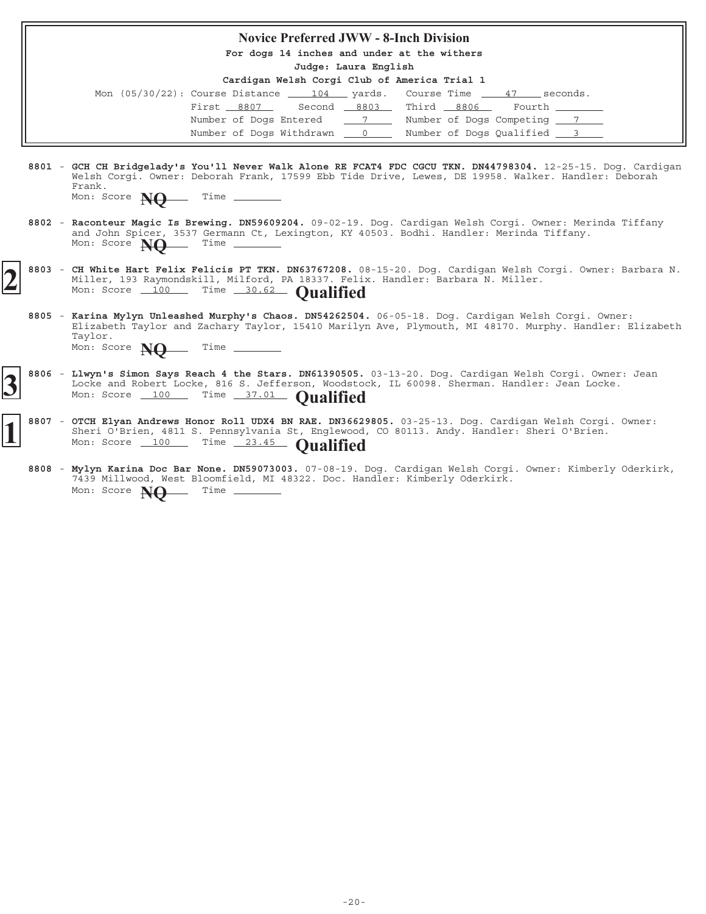## Novice Preferred JWW - 8-Inch Division

**For dogs 14 inches and under at the withers**

**Judge: Laura English**

**Cardigan Welsh Corgi Club of America Trial 1**

Mon (05/30/22): Course Distance 104 yards. Course Time 47 seconds.

First 8807 Second 8803 Third 8806 Fourth ________

Number of Dogs Entered 7 Number of Dogs Competing 7

Number of Dogs Withdrawn 0 Number of Dogs Qualified 3

**8801** - **GCH CH Bridgelady's You'll Never Walk Alone RE FCAT4 FDC CGCU TKN. DN44798304.** 12-25-15. Dog. Cardigan Welsh Corgi. Owner: Deborah Frank, 17599 Ebb Tide Drive, Lewes, DE 19958. Walker. Handler: Deborah Frank.
Mon: Score **NQ** Time ________

**8802** - **Raconteur Magic Is Brewing. DN59609204.** 09-02-19. Dog. Cardigan Welsh Corgi. Owner: Merinda Tiffany and John Spicer, 3537 Germann Ct, Lexington, KY 40503. Bodhi. Handler: Merinda Tiffany.
Mon: Score **NQ** Time ________

**2** **8803** - **CH White Hart Felix Felicis PT TKN. DN63767208.** 08-15-20. Dog. Cardigan Welsh Corgi. Owner: Barbara N. Miller, 193 Raymondskill, Milford, PA 18337. Felix. Handler: Barbara N. Miller.
Mon: Score 100 Time 30.62 **Qualified**

**8805** - **Karina Mylyn Unleashed Murphy's Chaos. DN54262504.** 06-05-18. Dog. Cardigan Welsh Corgi. Owner: Elizabeth Taylor and Zachary Taylor, 15410 Marilyn Ave, Plymouth, MI 48170. Murphy. Handler: Elizabeth Taylor.
Mon: Score **NQ** Time ________

**3** **8806** - **Llwyn's Simon Says Reach 4 the Stars. DN61390505.** 03-13-20. Dog. Cardigan Welsh Corgi. Owner: Jean Locke and Robert Locke, 816 S. Jefferson, Woodstock, IL 60098. Sherman. Handler: Jean Locke.
Mon: Score 100 Time 37.01 **Qualified**

**1** **8807** - **OTCH Elyan Andrews Honor Roll UDX4 BN RAE. DN36629805.** 03-25-13. Dog. Cardigan Welsh Corgi. Owner: Sheri O'Brien, 4811 S. Pennsylvania St, Englewood, CO 80113. Andy. Handler: Sheri O'Brien.
Mon: Score 100 Time 23.45 **Qualified**

**8808** - **Mylyn Karina Doc Bar None. DN59073003.** 07-08-19. Dog. Cardigan Welsh Corgi. Owner: Kimberly Oderkirk, 7439 Millwood, West Bloomfield, MI 48322. Doc. Handler: Kimberly Oderkirk.
Mon: Score **NQ** Time ________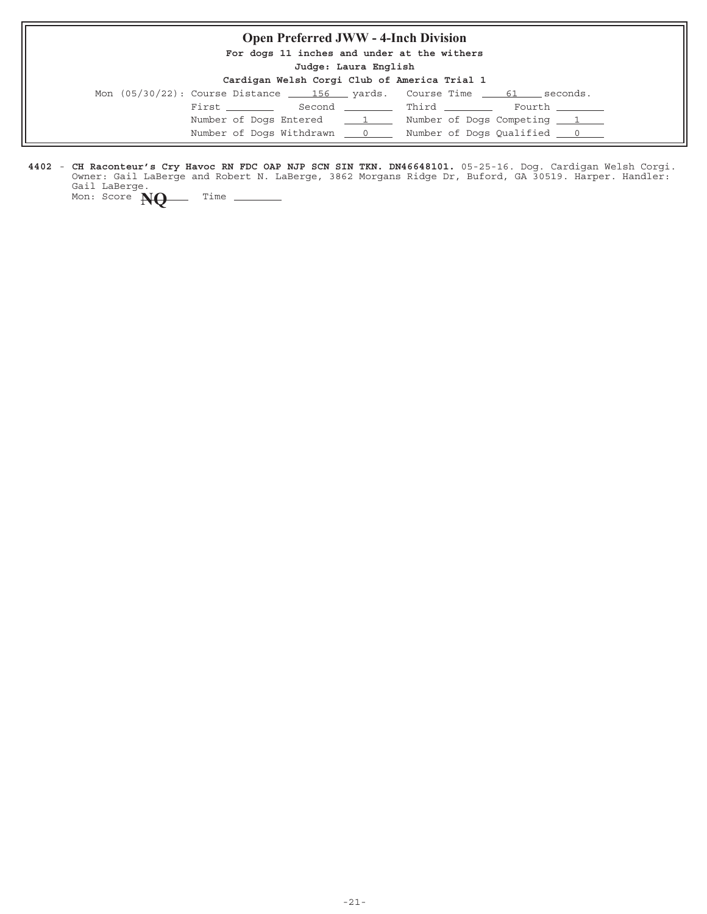## Open Preferred JWW - 4-Inch Division

**For dogs 11 inches and under at the withers**

**Judge: Laura English**

**Cardigan Welsh Corgi Club of America Trial 1**

Mon (05/30/22): Course Distance 156 yards. Course Time 61 seconds.

First ________ Second ________ Third ________ Fourth ________

Number of Dogs Entered 1 Number of Dogs Competing 1

Number of Dogs Withdrawn 0 Number of Dogs Qualified 0

**4402** - **CH Raconteur's Cry Havoc RN FDC OAP NJP SCN SIN TKN. DN46648101.** 05-25-16. Dog. Cardigan Welsh Corgi. Owner: Gail LaBerge and Robert N. LaBerge, 3862 Morgans Ridge Dr, Buford, GA 30519. Harper. Handler: Gail LaBerge.

Mon: Score **NQ** Time ________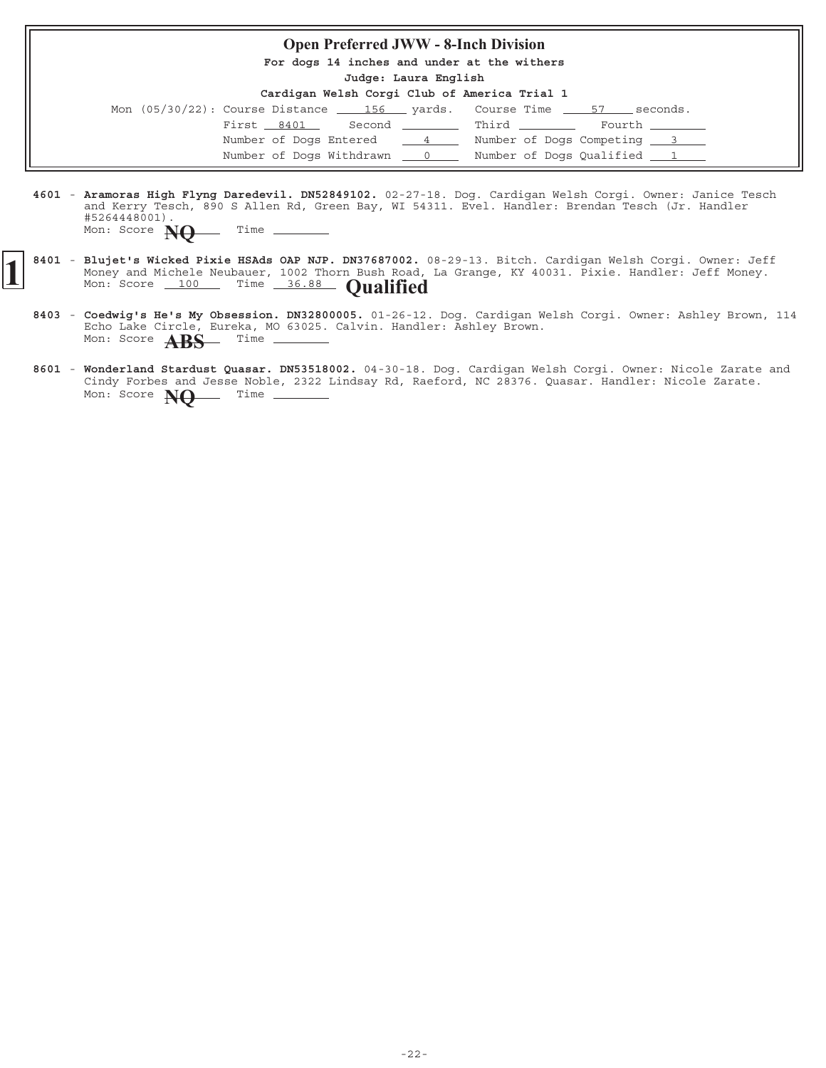## Open Preferred JWW - 8-Inch Division

**For dogs 14 inches and under at the withers**

**Judge: Laura English**

**Cardigan Welsh Corgi Club of America Trial 1**

Mon (05/30/22): Course Distance 156 yards. Course Time 57 seconds.

First 8401 Second \_\_\_\_ Third \_\_\_\_ Fourth \_\_\_\_

Number of Dogs Entered 4 Number of Dogs Competing 3

Number of Dogs Withdrawn 0 Number of Dogs Qualified 1

**4601** - **Aramoras High Flyng Daredevil. DN52849102.** 02-27-18. Dog. Cardigan Welsh Corgi. Owner: Janice Tesch and Kerry Tesch, 890 S Allen Rd, Green Bay, WI 54311. Evel. Handler: Brendan Tesch (Jr. Handler #5264448001).
Mon: Score **NQ** Time \_\_\_\_

**1** **8401** - **Blujet's Wicked Pixie HSAds OAP NJP. DN37687002.** 08-29-13. Bitch. Cardigan Welsh Corgi. Owner: Jeff Money and Michele Neubauer, 1002 Thorn Bush Road, La Grange, KY 40031. Pixie. Handler: Jeff Money.
Mon: Score 100 Time 36.88 **Qualified**

**8403** - **Coedwig's He's My Obsession. DN32800005.** 01-26-12. Dog. Cardigan Welsh Corgi. Owner: Ashley Brown, 114 Echo Lake Circle, Eureka, MO 63025. Calvin. Handler: Ashley Brown.
Mon: Score **ABS** Time \_\_\_\_

**8601** - **Wonderland Stardust Quasar. DN53518002.** 04-30-18. Dog. Cardigan Welsh Corgi. Owner: Nicole Zarate and Cindy Forbes and Jesse Noble, 2322 Lindsay Rd, Raeford, NC 28376. Quasar. Handler: Nicole Zarate.
Mon: Score **NQ** Time \_\_\_\_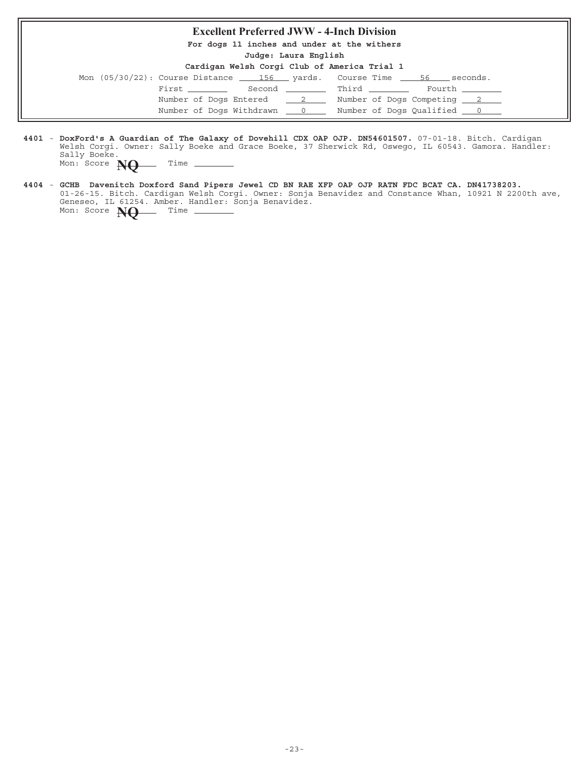## Excellent Preferred JWW - 4-Inch Division

**For dogs 11 inches and under at the withers**

**Judge: Laura English**

**Cardigan Welsh Corgi Club of America Trial 1**

Mon (05/30/22): Course Distance 156 yards. Course Time 56 seconds.

First ________ Second ________ Third ________ Fourth ________

Number of Dogs Entered 2 Number of Dogs Competing 2

Number of Dogs Withdrawn 0 Number of Dogs Qualified 0

**4401** - **DoxFord's A Guardian of The Galaxy of Dovehill CDX OAP OJP. DN54601507.** 07-01-18. Bitch. Cardigan Welsh Corgi. Owner: Sally Boeke and Grace Boeke, 37 Sherwick Rd, Oswego, IL 60543. Gamora. Handler: Sally Boeke.
Mon: Score **NQ** Time ________

**4404** - **GCHB Davenitch Doxford Sand Pipers Jewel CD BN RAE XFP OAP OJP RATN FDC BCAT CA. DN41738203.** 01-26-15. Bitch. Cardigan Welsh Corgi. Owner: Sonja Benavidez and Constance Whan, 10921 N 2200th ave, Geneseo, IL 61254. Amber. Handler: Sonja Benavidez.
Mon: Score **NQ** Time ________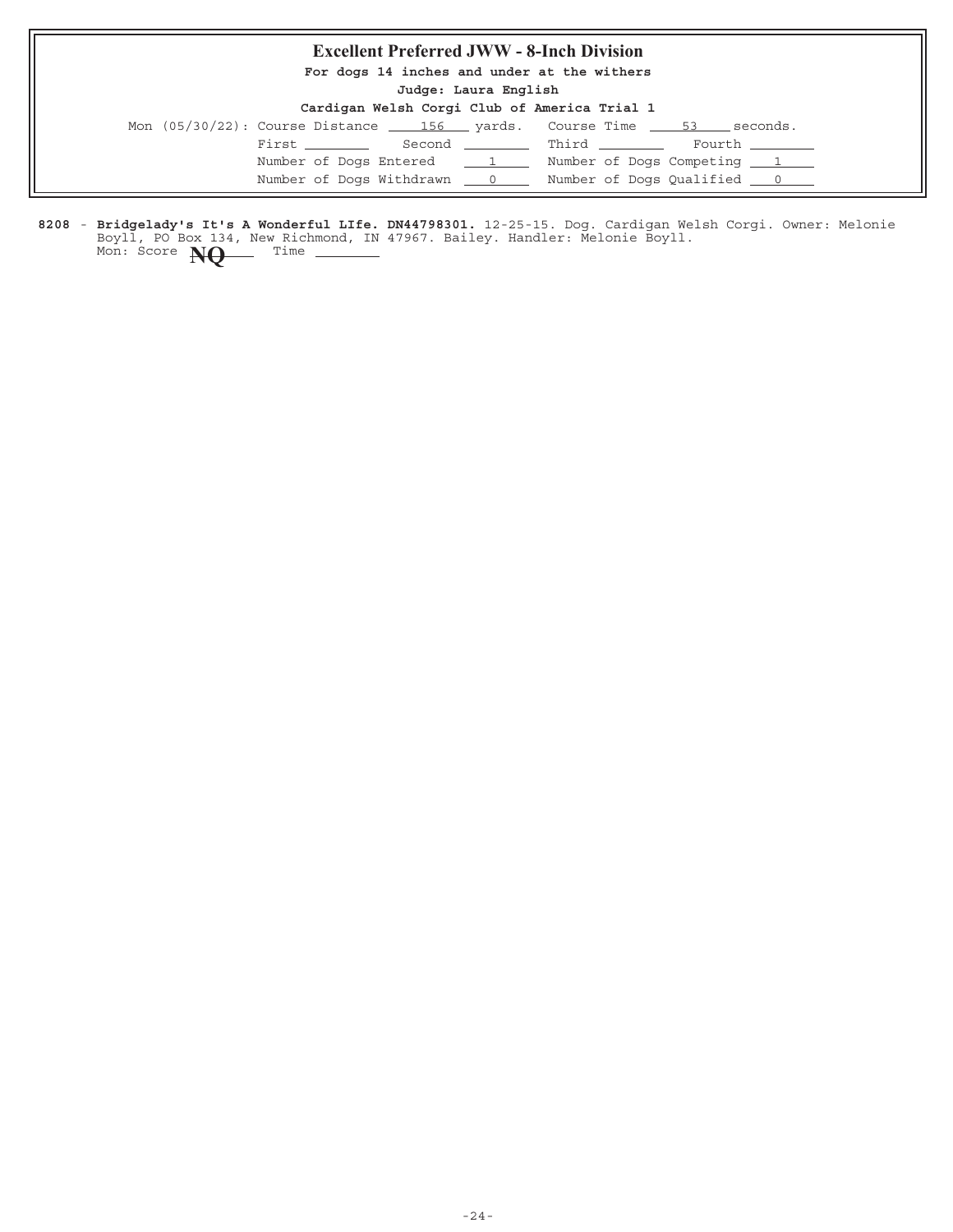## Excellent Preferred JWW - 8-Inch Division

**For dogs 14 inches and under at the withers**

**Judge: Laura English**

**Cardigan Welsh Corgi Club of America Trial 1**

Mon (05/30/22): Course Distance 156 yards. Course Time 53 seconds.

First ________ Second ________ Third ________ Fourth ________

Number of Dogs Entered 1 Number of Dogs Competing 1

Number of Dogs Withdrawn 0 Number of Dogs Qualified 0

**8208** - **Bridgelady's It's A Wonderful LIfe. DN44798301.** 12-25-15. Dog. Cardigan Welsh Corgi. Owner: Melonie Boyll, PO Box 134, New Richmond, IN 47967. Bailey. Handler: Melonie Boyll.
Mon: Score **NQ** Time ________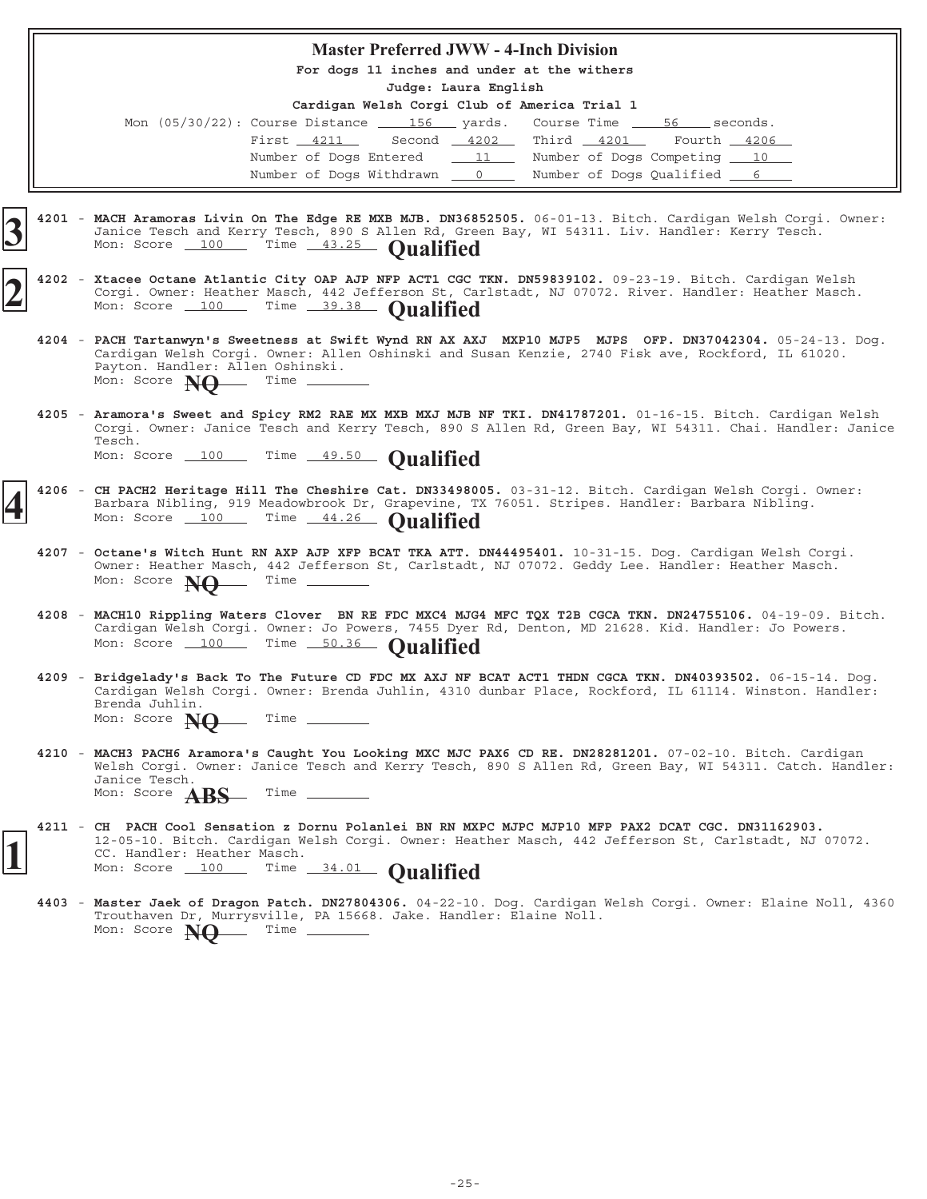## Master Preferred JWW - 4-Inch Division

For dogs 11 inches and under at the withers

Judge: Laura English

Cardigan Welsh Corgi Club of America Trial 1

Mon (05/30/22): Course Distance 156 yards. Course Time 56 seconds.

First 4211 Second 4202 Third 4201 Fourth 4206

Number of Dogs Entered 11 Number of Dogs Competing 10

Number of Dogs Withdrawn 0 Number of Dogs Qualified 6

**3** 4201 - **MACH Aramoras Livin On The Edge RE MXB MJB. DN36852505.** 06-01-13. Bitch. Cardigan Welsh Corgi. Owner: Janice Tesch and Kerry Tesch, 890 S Allen Rd, Green Bay, WI 54311. Liv. Handler: Kerry Tesch.
Mon: Score 100 Time 43.25 **Qualified**

**2** 4202 - **Xtacee Octane Atlantic City OAP AJP NFP ACT1 CGC TKN. DN59839102.** 09-23-19. Bitch. Cardigan Welsh Corgi. Owner: Heather Masch, 442 Jefferson St, Carlstadt, NJ 07072. River. Handler: Heather Masch.
Mon: Score 100 Time 39.38 **Qualified**

4204 - **PACH Tartanwyn's Sweetness at Swift Wynd RN AX AXJ MXP10 MJP5 MJPS OFP. DN37042304.** 05-24-13. Dog. Cardigan Welsh Corgi. Owner: Allen Oshinski and Susan Kenzie, 2740 Fisk ave, Rockford, IL 61020. Payton. Handler: Allen Oshinski.
Mon: Score **NQ** Time

4205 - **Aramora's Sweet and Spicy RM2 RAE MX MXB MXJ MJB NF TKI. DN41787201.** 01-16-15. Bitch. Cardigan Welsh Corgi. Owner: Janice Tesch and Kerry Tesch, 890 S Allen Rd, Green Bay, WI 54311. Chai. Handler: Janice Tesch.
Mon: Score 100 Time 49.50 **Qualified**

**4** 4206 - **CH PACH2 Heritage Hill The Cheshire Cat. DN33498005.** 03-31-12. Bitch. Cardigan Welsh Corgi. Owner: Barbara Nibling, 919 Meadowbrook Dr, Grapevine, TX 76051. Stripes. Handler: Barbara Nibling.
Mon: Score 100 Time 44.26 **Qualified**

4207 - **Octane's Witch Hunt RN AXP AJP XFP BCAT TKA ATT. DN44495401.** 10-31-15. Dog. Cardigan Welsh Corgi. Owner: Heather Masch, 442 Jefferson St, Carlstadt, NJ 07072. Geddy Lee. Handler: Heather Masch.
Mon: Score **NQ** Time

4208 - **MACH10 Rippling Waters Clover BN RE FDC MXC4 MJG4 MFC TQX T2B CGCA TKN. DN24755106.** 04-19-09. Bitch. Cardigan Welsh Corgi. Owner: Jo Powers, 7455 Dyer Rd, Denton, MD 21628. Kid. Handler: Jo Powers.
Mon: Score 100 Time 50.36 **Qualified**

4209 - **Bridgelady's Back To The Future CD FDC MX AXJ NF BCAT ACT1 THDN CGCA TKN. DN40393502.** 06-15-14. Dog. Cardigan Welsh Corgi. Owner: Brenda Juhlin, 4310 dunbar Place, Rockford, IL 61114. Winston. Handler: Brenda Juhlin.
Mon: Score **NQ** Time

4210 - **MACH3 PACH6 Aramora's Caught You Looking MXC MJC PAX6 CD RE. DN28281201.** 07-02-10. Bitch. Cardigan Welsh Corgi. Owner: Janice Tesch and Kerry Tesch, 890 S Allen Rd, Green Bay, WI 54311. Catch. Handler: Janice Tesch.
Mon: Score **ABS** Time

**1** 4211 - **CH PACH Cool Sensation z Dornu Polanlei BN RN MXPC MJPC MJP10 MFP PAX2 DCAT CGC. DN31162903.** 12-05-10. Bitch. Cardigan Welsh Corgi. Owner: Heather Masch, 442 Jefferson St, Carlstadt, NJ 07072. CC. Handler: Heather Masch.
Mon: Score 100 Time 34.01 **Qualified**

4403 - **Master Jaek of Dragon Patch. DN27804306.** 04-22-10. Dog. Cardigan Welsh Corgi. Owner: Elaine Noll, 4360 Trouthaven Dr, Murrysville, PA 15668. Jake. Handler: Elaine Noll.
Mon: Score **NQ** Time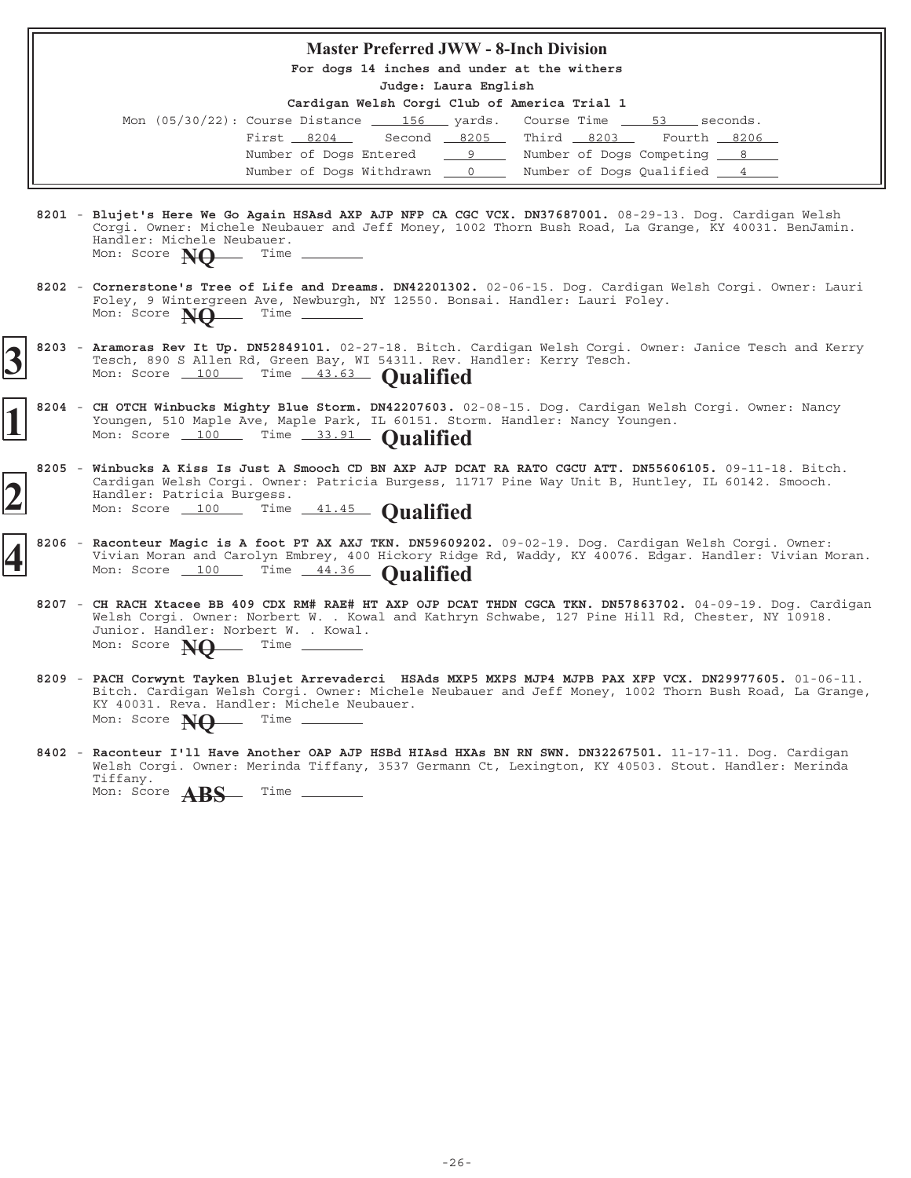## Master Preferred JWW - 8-Inch Division

**For dogs 14 inches and under at the withers**

**Judge: Laura English**

**Cardigan Welsh Corgi Club of America Trial 1**

Mon (05/30/22): Course Distance 156 yards. Course Time 53 seconds.

First 8204 Second 8205 Third 8203 Fourth 8206

Number of Dogs Entered 9 Number of Dogs Competing 8

Number of Dogs Withdrawn 0 Number of Dogs Qualified 4

8201 - **Blujet's Here We Go Again HSAsd AXP AJP NFP CA CGC VCX. DN37687001.** 08-29-13. Dog. Cardigan Welsh Corgi. Owner: Michele Neubauer and Jeff Money, 1002 Thorn Bush Road, La Grange, KY 40031. BenJamin. Handler: Michele Neubauer.
Mon: Score **NQ** Time

8202 - **Cornerstone's Tree of Life and Dreams. DN42201302.** 02-06-15. Dog. Cardigan Welsh Corgi. Owner: Lauri Foley, 9 Wintergreen Ave, Newburgh, NY 12550. Bonsai. Handler: Lauri Foley.
Mon: Score **NQ** Time

**3** 8203 - **Aramoras Rev It Up. DN52849101.** 02-27-18. Bitch. Cardigan Welsh Corgi. Owner: Janice Tesch and Kerry Tesch, 890 S Allen Rd, Green Bay, WI 54311. Rev. Handler: Kerry Tesch.
Mon: Score 100 Time 43.63 **Qualified**

**1** 8204 - **CH OTCH Winbucks Mighty Blue Storm. DN42207603.** 02-08-15. Dog. Cardigan Welsh Corgi. Owner: Nancy Youngen, 510 Maple Ave, Maple Park, IL 60151. Storm. Handler: Nancy Youngen.
Mon: Score 100 Time 33.91 **Qualified**

**2** 8205 - **Winbucks A Kiss Is Just A Smooch CD BN AXP AJP DCAT RA RATO CGCU ATT. DN55606105.** 09-11-18. Bitch. Cardigan Welsh Corgi. Owner: Patricia Burgess, 11717 Pine Way Unit B, Huntley, IL 60142. Smooch. Handler: Patricia Burgess.
Mon: Score 100 Time 41.45 **Qualified**

**4** 8206 - **Raconteur Magic is A foot PT AX AXJ TKN. DN59609202.** 09-02-19. Dog. Cardigan Welsh Corgi. Owner: Vivian Moran and Carolyn Embrey, 400 Hickory Ridge Rd, Waddy, KY 40076. Edgar. Handler: Vivian Moran.
Mon: Score 100 Time 44.36 **Qualified**

8207 - **CH RACH Xtacee BB 409 CDX RM# RAE# HT AXP OJP DCAT THDN CGCA TKN. DN57863702.** 04-09-19. Dog. Cardigan Welsh Corgi. Owner: Norbert W. . Kowal and Kathryn Schwabe, 127 Pine Hill Rd, Chester, NY 10918. Junior. Handler: Norbert W. . Kowal.
Mon: Score **NQ** Time

8209 - **PACH Corwynt Tayken Blujet Arrevaderci HSAds MXP5 MXPS MJP4 MJPB PAX XFP VCX. DN29977605.** 01-06-11. Bitch. Cardigan Welsh Corgi. Owner: Michele Neubauer and Jeff Money, 1002 Thorn Bush Road, La Grange, KY 40031. Reva. Handler: Michele Neubauer.
Mon: Score **NQ** Time

8402 - **Raconteur I'll Have Another OAP AJP HSBd HIAsd HXAs BN RN SWN. DN32267501.** 11-17-11. Dog. Cardigan Welsh Corgi. Owner: Merinda Tiffany, 3537 Germann Ct, Lexington, KY 40503. Stout. Handler: Merinda Tiffany.
Mon: Score **ABS** Time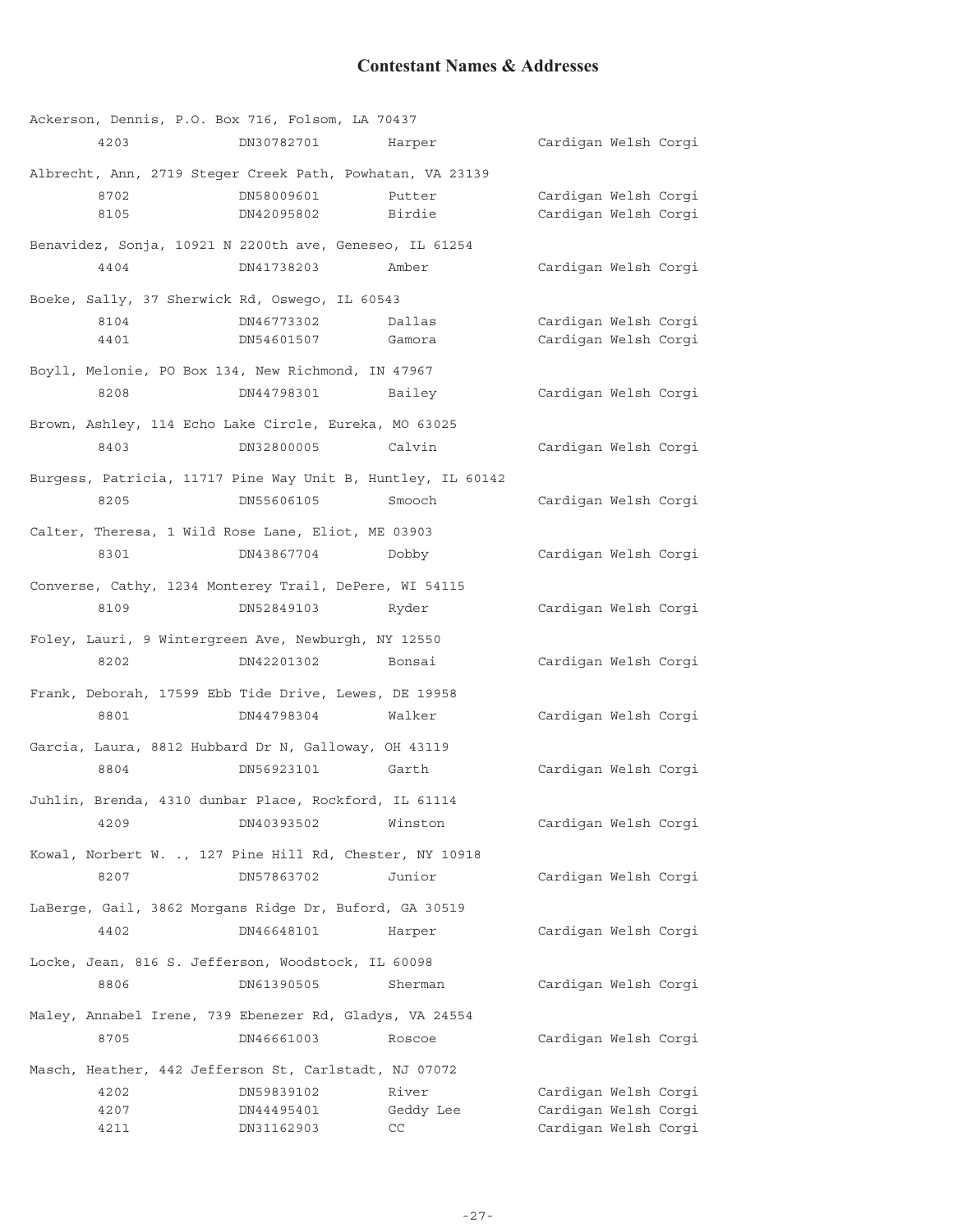## Contestant Names & Addresses

Ackerson, Dennis, P.O. Box 716, Folsom, LA 70437

| | | | |
|---|---|---|---|
| 4203 | DN30782701 | Harper | Cardigan Welsh Corgi |

Albrecht, Ann, 2719 Steger Creek Path, Powhatan, VA 23139

| | | | |
|---|---|---|---|
| 8702 | DN58009601 | Putter | Cardigan Welsh Corgi |
| 8105 | DN42095802 | Birdie | Cardigan Welsh Corgi |

Benavidez, Sonja, 10921 N 2200th ave, Geneseo, IL 61254

| | | | |
|---|---|---|---|
| 4404 | DN41738203 | Amber | Cardigan Welsh Corgi |

Boeke, Sally, 37 Sherwick Rd, Oswego, IL 60543

| | | | |
|---|---|---|---|
| 8104 | DN46773302 | Dallas | Cardigan Welsh Corgi |
| 4401 | DN54601507 | Gamora | Cardigan Welsh Corgi |

Boyll, Melonie, PO Box 134, New Richmond, IN 47967

| | | | |
|---|---|---|---|
| 8208 | DN44798301 | Bailey | Cardigan Welsh Corgi |

Brown, Ashley, 114 Echo Lake Circle, Eureka, MO 63025

| | | | |
|---|---|---|---|
| 8403 | DN32800005 | Calvin | Cardigan Welsh Corgi |

Burgess, Patricia, 11717 Pine Way Unit B, Huntley, IL 60142

| | | | |
|---|---|---|---|
| 8205 | DN55606105 | Smooch | Cardigan Welsh Corgi |

Calter, Theresa, 1 Wild Rose Lane, Eliot, ME 03903

| | | | |
|---|---|---|---|
| 8301 | DN43867704 | Dobby | Cardigan Welsh Corgi |

Converse, Cathy, 1234 Monterey Trail, DePere, WI 54115

| | | | |
|---|---|---|---|
| 8109 | DN52849103 | Ryder | Cardigan Welsh Corgi |

Foley, Lauri, 9 Wintergreen Ave, Newburgh, NY 12550

| | | | |
|---|---|---|---|
| 8202 | DN42201302 | Bonsai | Cardigan Welsh Corgi |

Frank, Deborah, 17599 Ebb Tide Drive, Lewes, DE 19958

| | | | |
|---|---|---|---|
| 8801 | DN44798304 | Walker | Cardigan Welsh Corgi |

Garcia, Laura, 8812 Hubbard Dr N, Galloway, OH 43119

| | | | |
|---|---|---|---|
| 8804 | DN56923101 | Garth | Cardigan Welsh Corgi |

Juhlin, Brenda, 4310 dunbar Place, Rockford, IL 61114

| | | | |
|---|---|---|---|
| 4209 | DN40393502 | Winston | Cardigan Welsh Corgi |

Kowal, Norbert W. ., 127 Pine Hill Rd, Chester, NY 10918

| | | | |
|---|---|---|---|
| 8207 | DN57863702 | Junior | Cardigan Welsh Corgi |

LaBerge, Gail, 3862 Morgans Ridge Dr, Buford, GA 30519

| | | | |
|---|---|---|---|
| 4402 | DN46648101 | Harper | Cardigan Welsh Corgi |

Locke, Jean, 816 S. Jefferson, Woodstock, IL 60098

| | | | |
|---|---|---|---|
| 8806 | DN61390505 | Sherman | Cardigan Welsh Corgi |

Maley, Annabel Irene, 739 Ebenezer Rd, Gladys, VA 24554

| | | | |
|---|---|---|---|
| 8705 | DN46661003 | Roscoe | Cardigan Welsh Corgi |

Masch, Heather, 442 Jefferson St, Carlstadt, NJ 07072

| | | | |
|---|---|---|---|
| 4202 | DN59839102 | River | Cardigan Welsh Corgi |
| 4207 | DN44495401 | Geddy Lee | Cardigan Welsh Corgi |
| 4211 | DN31162903 | CC | Cardigan Welsh Corgi |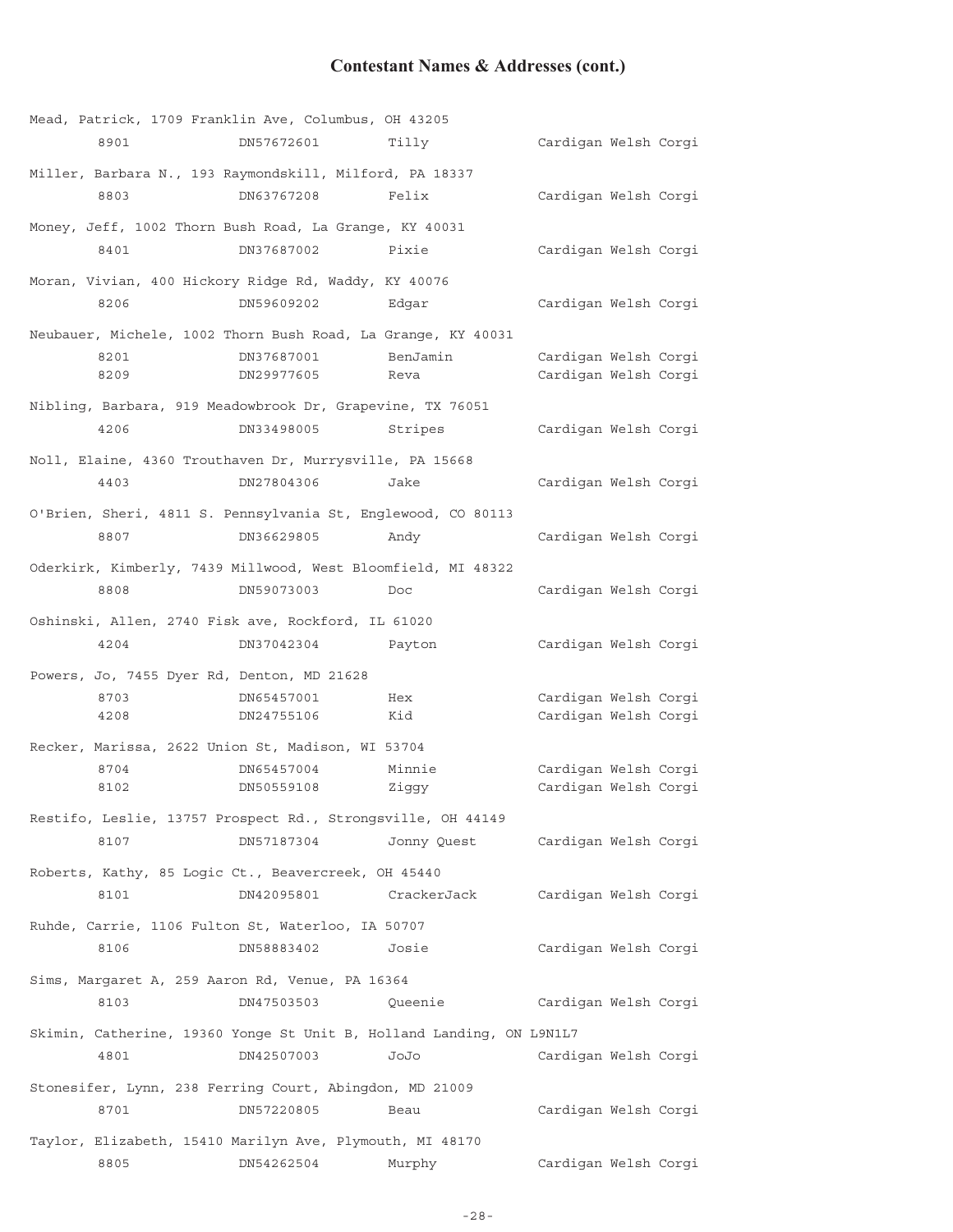## Contestant Names & Addresses (cont.)

Mead, Patrick, 1709 Franklin Ave, Columbus, OH 43205

| | | | |
|---|---|---|---|
| 8901 | DN57672601 | Tilly | Cardigan Welsh Corgi |

Miller, Barbara N., 193 Raymondskill, Milford, PA 18337

| | | | |
|---|---|---|---|
| 8803 | DN63767208 | Felix | Cardigan Welsh Corgi |

Money, Jeff, 1002 Thorn Bush Road, La Grange, KY 40031

| | | | |
|---|---|---|---|
| 8401 | DN37687002 | Pixie | Cardigan Welsh Corgi |

Moran, Vivian, 400 Hickory Ridge Rd, Waddy, KY 40076

| | | | |
|---|---|---|---|
| 8206 | DN59609202 | Edgar | Cardigan Welsh Corgi |

Neubauer, Michele, 1002 Thorn Bush Road, La Grange, KY 40031

| | | | |
|---|---|---|---|
| 8201 | DN37687001 | BenJamin | Cardigan Welsh Corgi |
| 8209 | DN29977605 | Reva | Cardigan Welsh Corgi |

Nibling, Barbara, 919 Meadowbrook Dr, Grapevine, TX 76051

| | | | |
|---|---|---|---|
| 4206 | DN33498005 | Stripes | Cardigan Welsh Corgi |

Noll, Elaine, 4360 Trouthaven Dr, Murrysville, PA 15668

| | | | |
|---|---|---|---|
| 4403 | DN27804306 | Jake | Cardigan Welsh Corgi |

O'Brien, Sheri, 4811 S. Pennsylvania St, Englewood, CO 80113

| | | | |
|---|---|---|---|
| 8807 | DN36629805 | Andy | Cardigan Welsh Corgi |

Oderkirk, Kimberly, 7439 Millwood, West Bloomfield, MI 48322

| | | | |
|---|---|---|---|
| 8808 | DN59073003 | Doc | Cardigan Welsh Corgi |

Oshinski, Allen, 2740 Fisk ave, Rockford, IL 61020

| | | | |
|---|---|---|---|
| 4204 | DN37042304 | Payton | Cardigan Welsh Corgi |

Powers, Jo, 7455 Dyer Rd, Denton, MD 21628

| | | | |
|---|---|---|---|
| 8703 | DN65457001 | Hex | Cardigan Welsh Corgi |
| 4208 | DN24755106 | Kid | Cardigan Welsh Corgi |

Recker, Marissa, 2622 Union St, Madison, WI 53704

| | | | |
|---|---|---|---|
| 8704 | DN65457004 | Minnie | Cardigan Welsh Corgi |
| 8102 | DN50559108 | Ziggy | Cardigan Welsh Corgi |

Restifo, Leslie, 13757 Prospect Rd., Strongsville, OH 44149

| | | | |
|---|---|---|---|
| 8107 | DN57187304 | Jonny Quest | Cardigan Welsh Corgi |

Roberts, Kathy, 85 Logic Ct., Beavercreek, OH 45440

| | | | |
|---|---|---|---|
| 8101 | DN42095801 | CrackerJack | Cardigan Welsh Corgi |

Ruhde, Carrie, 1106 Fulton St, Waterloo, IA 50707

| | | | |
|---|---|---|---|
| 8106 | DN58883402 | Josie | Cardigan Welsh Corgi |

Sims, Margaret A, 259 Aaron Rd, Venue, PA 16364

| | | | |
|---|---|---|---|
| 8103 | DN47503503 | Queenie | Cardigan Welsh Corgi |

Skimin, Catherine, 19360 Yonge St Unit B, Holland Landing, ON L9N1L7

| | | | |
|---|---|---|---|
| 4801 | DN42507003 | JoJo | Cardigan Welsh Corgi |

Stonesifer, Lynn, 238 Ferring Court, Abingdon, MD 21009

| | | | |
|---|---|---|---|
| 8701 | DN57220805 | Beau | Cardigan Welsh Corgi |

Taylor, Elizabeth, 15410 Marilyn Ave, Plymouth, MI 48170

| | | | |
|---|---|---|---|
| 8805 | DN54262504 | Murphy | Cardigan Welsh Corgi |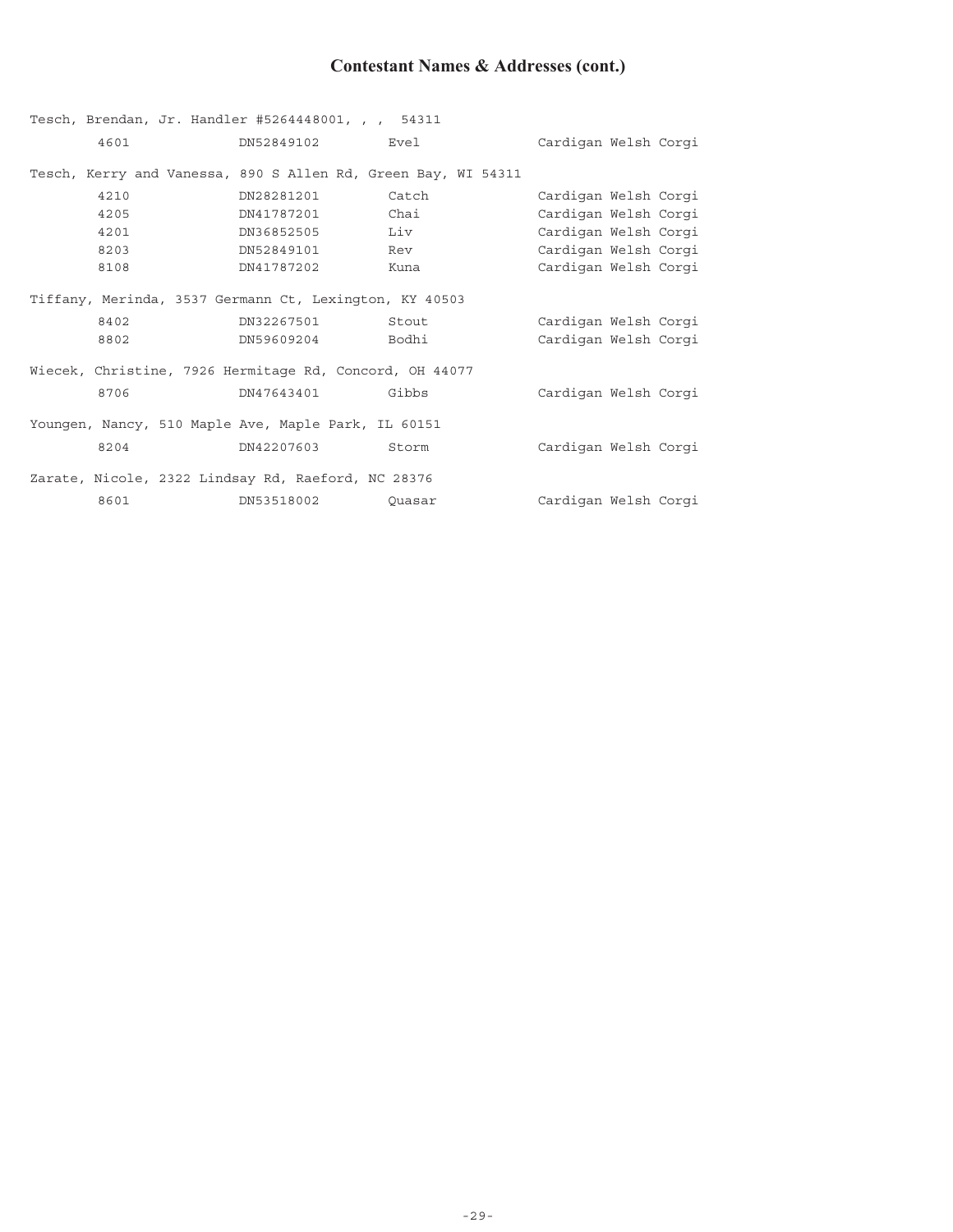## Contestant Names & Addresses (cont.)

Tesch, Brendan, Jr. Handler #5264448001, , , 54311

| | | | |
|---|---|---|---|
| 4601 | DN52849102 | Evel | Cardigan Welsh Corgi |

Tesch, Kerry and Vanessa, 890 S Allen Rd, Green Bay, WI 54311

| | | | |
|---|---|---|---|
| 4210 | DN28281201 | Catch | Cardigan Welsh Corgi |
| 4205 | DN41787201 | Chai | Cardigan Welsh Corgi |
| 4201 | DN36852505 | Liv | Cardigan Welsh Corgi |
| 8203 | DN52849101 | Rev | Cardigan Welsh Corgi |
| 8108 | DN41787202 | Kuna | Cardigan Welsh Corgi |

Tiffany, Merinda, 3537 Germann Ct, Lexington, KY 40503

| | | | |
|---|---|---|---|
| 8402 | DN32267501 | Stout | Cardigan Welsh Corgi |
| 8802 | DN59609204 | Bodhi | Cardigan Welsh Corgi |

Wiecek, Christine, 7926 Hermitage Rd, Concord, OH 44077

| | | | |
|---|---|---|---|
| 8706 | DN47643401 | Gibbs | Cardigan Welsh Corgi |

Youngen, Nancy, 510 Maple Ave, Maple Park, IL 60151

| | | | |
|---|---|---|---|
| 8204 | DN42207603 | Storm | Cardigan Welsh Corgi |

Zarate, Nicole, 2322 Lindsay Rd, Raeford, NC 28376

| | | | |
|---|---|---|---|
| 8601 | DN53518002 | Quasar | Cardigan Welsh Corgi |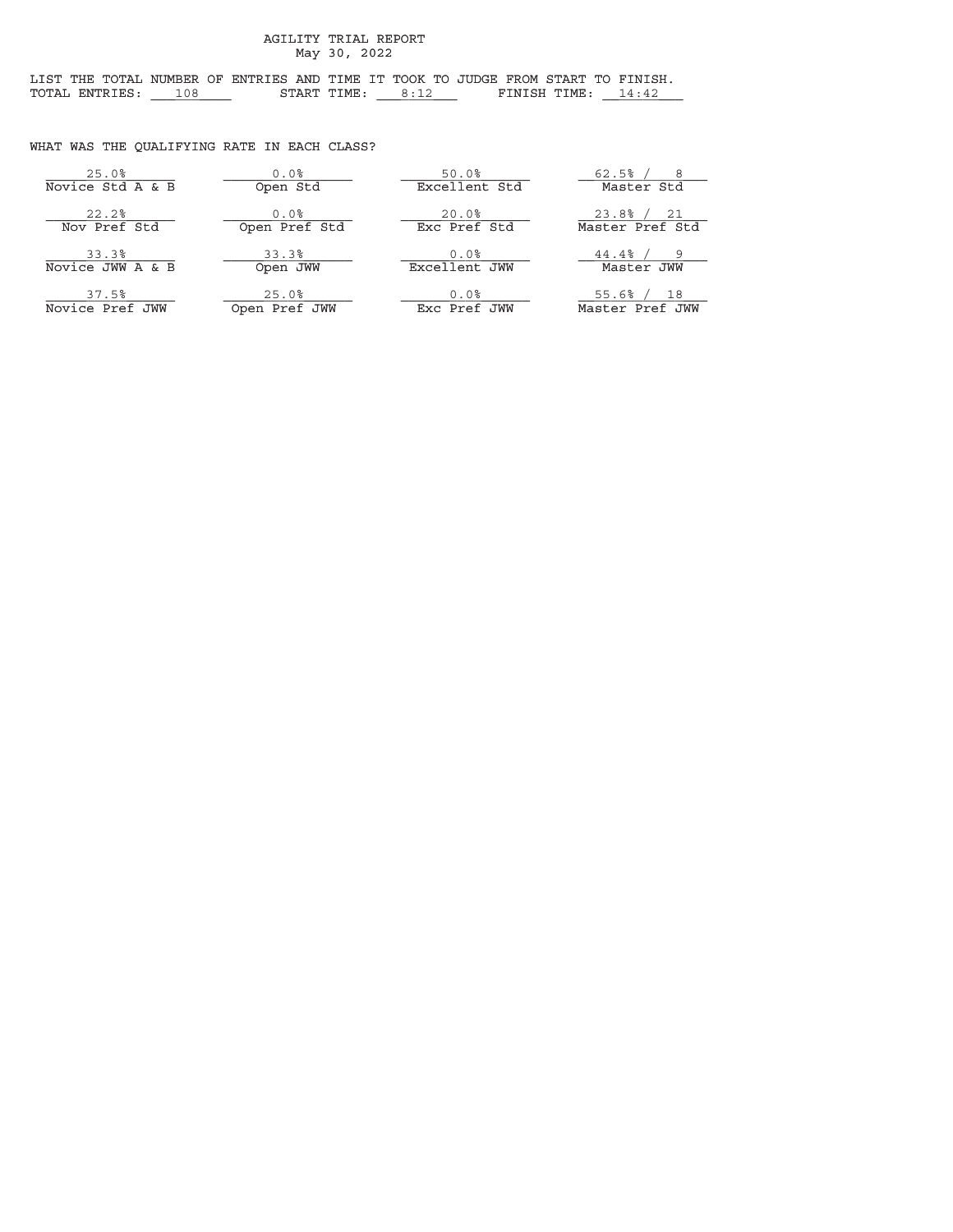AGILITY TRIAL REPORT
May 30, 2022

LIST THE TOTAL NUMBER OF ENTRIES AND TIME IT TOOK TO JUDGE FROM START TO FINISH.
TOTAL ENTRIES: 108 START TIME: 8:12 FINISH TIME: 14:42

WHAT WAS THE QUALIFYING RATE IN EACH CLASS?

| | | | |
|---|---|---|---|
| 25.0% | 0.0% | 50.0% | 62.5% / 8 |
| Novice Std A & B | Open Std | Excellent Std | Master Std |
| 22.2% | 0.0% | 20.0% | 23.8% / 21 |
| Nov Pref Std | Open Pref Std | Exc Pref Std | Master Pref Std |
| 33.3% | 33.3% | 0.0% | 44.4% / 9 |
| Novice JWW A & B | Open JWW | Excellent JWW | Master JWW |
| 37.5% | 25.0% | 0.0% | 55.6% / 18 |
| Novice Pref JWW | Open Pref JWW | Exc Pref JWW | Master Pref JWW |